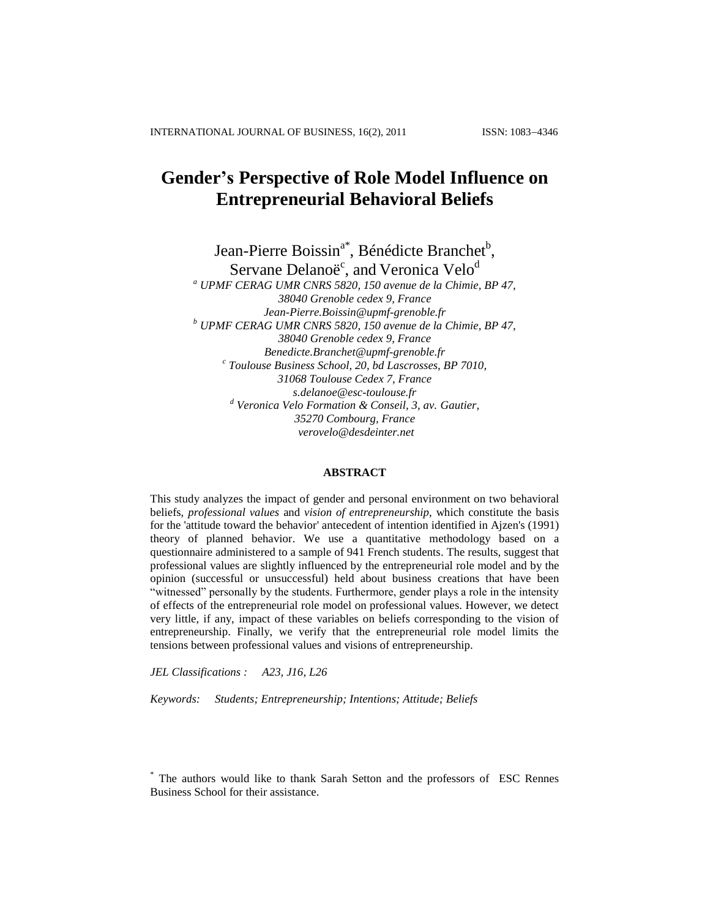# Gender's Perspective of Role Model Influence on Entrepreneurial Behavioral Beliefs

Jean-Pierre Boissin[a*], Bénédicte Branchet[b], Servane Delanoë[c], and Veronica Velo[d]

[a] *UPMF CERAG UMR CNRS 5820, 150 avenue de la Chimie, BP 47, 38040 Grenoble cedex 9, France*
*Jean-Pierre.Boissin@upmf-grenoble.fr*

[b] *UPMF CERAG UMR CNRS 5820, 150 avenue de la Chimie, BP 47, 38040 Grenoble cedex 9, France*
*Benedicte.Branchet@upmf-grenoble.fr*

[c] *Toulouse Business School, 20, bd Lascrosses, BP 7010, 31068 Toulouse Cedex 7, France*
*s.delanoe@esc-toulouse.fr*

[d] *Veronica Velo Formation & Conseil, 3, av. Gautier, 35270 Combourg, France*
*verovelo@desdeinter.net*

## ABSTRACT

This study analyzes the impact of gender and personal environment on two behavioral beliefs, *professional values* and *vision of entrepreneurship*, which constitute the basis for the 'attitude toward the behavior' antecedent of intention identified in Ajzen's (1991) theory of planned behavior. We use a quantitative methodology based on a questionnaire administered to a sample of 941 French students. The results, suggest that professional values are slightly influenced by the entrepreneurial role model and by the opinion (successful or unsuccessful) held about business creations that have been "witnessed" personally by the students. Furthermore, gender plays a role in the intensity of effects of the entrepreneurial role model on professional values. However, we detect very little, if any, impact of these variables on beliefs corresponding to the vision of entrepreneurship. Finally, we verify that the entrepreneurial role model limits the tensions between professional values and visions of entrepreneurship.

*JEL Classifications :* *A23, J16, L26*

*Keywords:* *Students; Entrepreneurship; Intentions; Attitude; Beliefs*

[*] The authors would like to thank Sarah Setton and the professors of ESC Rennes Business School for their assistance.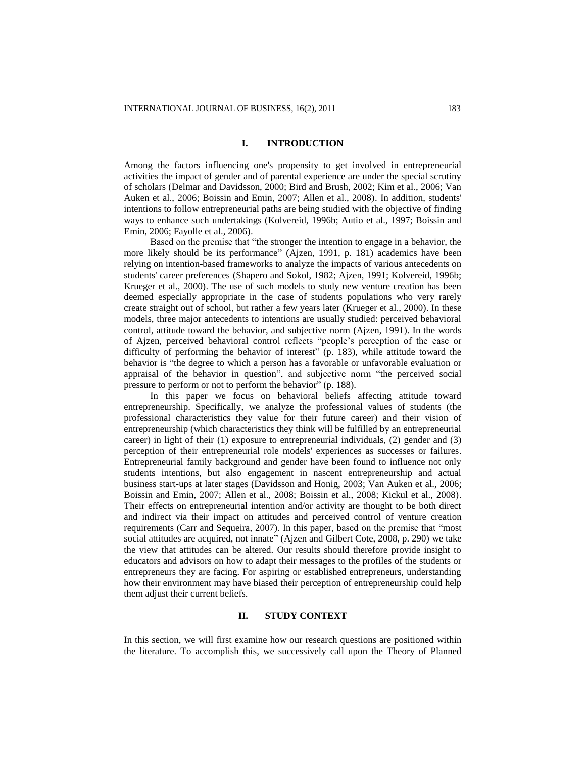## I. INTRODUCTION

Among the factors influencing one's propensity to get involved in entrepreneurial activities the impact of gender and of parental experience are under the special scrutiny of scholars (Delmar and Davidsson, 2000; Bird and Brush, 2002; Kim et al., 2006; Van Auken et al., 2006; Boissin and Emin, 2007; Allen et al., 2008). In addition, students' intentions to follow entrepreneurial paths are being studied with the objective of finding ways to enhance such undertakings (Kolvereid, 1996b; Autio et al., 1997; Boissin and Emin, 2006; Fayolle et al., 2006).

Based on the premise that "the stronger the intention to engage in a behavior, the more likely should be its performance" (Ajzen, 1991, p. 181) academics have been relying on intention-based frameworks to analyze the impacts of various antecedents on students' career preferences (Shapero and Sokol, 1982; Ajzen, 1991; Kolvereid, 1996b; Krueger et al., 2000). The use of such models to study new venture creation has been deemed especially appropriate in the case of students populations who very rarely create straight out of school, but rather a few years later (Krueger et al., 2000). In these models, three major antecedents to intentions are usually studied: perceived behavioral control, attitude toward the behavior, and subjective norm (Ajzen, 1991). In the words of Ajzen, perceived behavioral control reflects "people's perception of the ease or difficulty of performing the behavior of interest" (p. 183), while attitude toward the behavior is "the degree to which a person has a favorable or unfavorable evaluation or appraisal of the behavior in question", and subjective norm "the perceived social pressure to perform or not to perform the behavior" (p. 188).

In this paper we focus on behavioral beliefs affecting attitude toward entrepreneurship. Specifically, we analyze the professional values of students (the professional characteristics they value for their future career) and their vision of entrepreneurship (which characteristics they think will be fulfilled by an entrepreneurial career) in light of their (1) exposure to entrepreneurial individuals, (2) gender and (3) perception of their entrepreneurial role models' experiences as successes or failures. Entrepreneurial family background and gender have been found to influence not only students intentions, but also engagement in nascent entrepreneurship and actual business start-ups at later stages (Davidsson and Honig, 2003; Van Auken et al., 2006; Boissin and Emin, 2007; Allen et al., 2008; Boissin et al., 2008; Kickul et al., 2008). Their effects on entrepreneurial intention and/or activity are thought to be both direct and indirect via their impact on attitudes and perceived control of venture creation requirements (Carr and Sequeira, 2007). In this paper, based on the premise that "most social attitudes are acquired, not innate" (Ajzen and Gilbert Cote, 2008, p. 290) we take the view that attitudes can be altered. Our results should therefore provide insight to educators and advisors on how to adapt their messages to the profiles of the students or entrepreneurs they are facing. For aspiring or established entrepreneurs, understanding how their environment may have biased their perception of entrepreneurship could help them adjust their current beliefs.

## II. STUDY CONTEXT

In this section, we will first examine how our research questions are positioned within the literature. To accomplish this, we successively call upon the Theory of Planned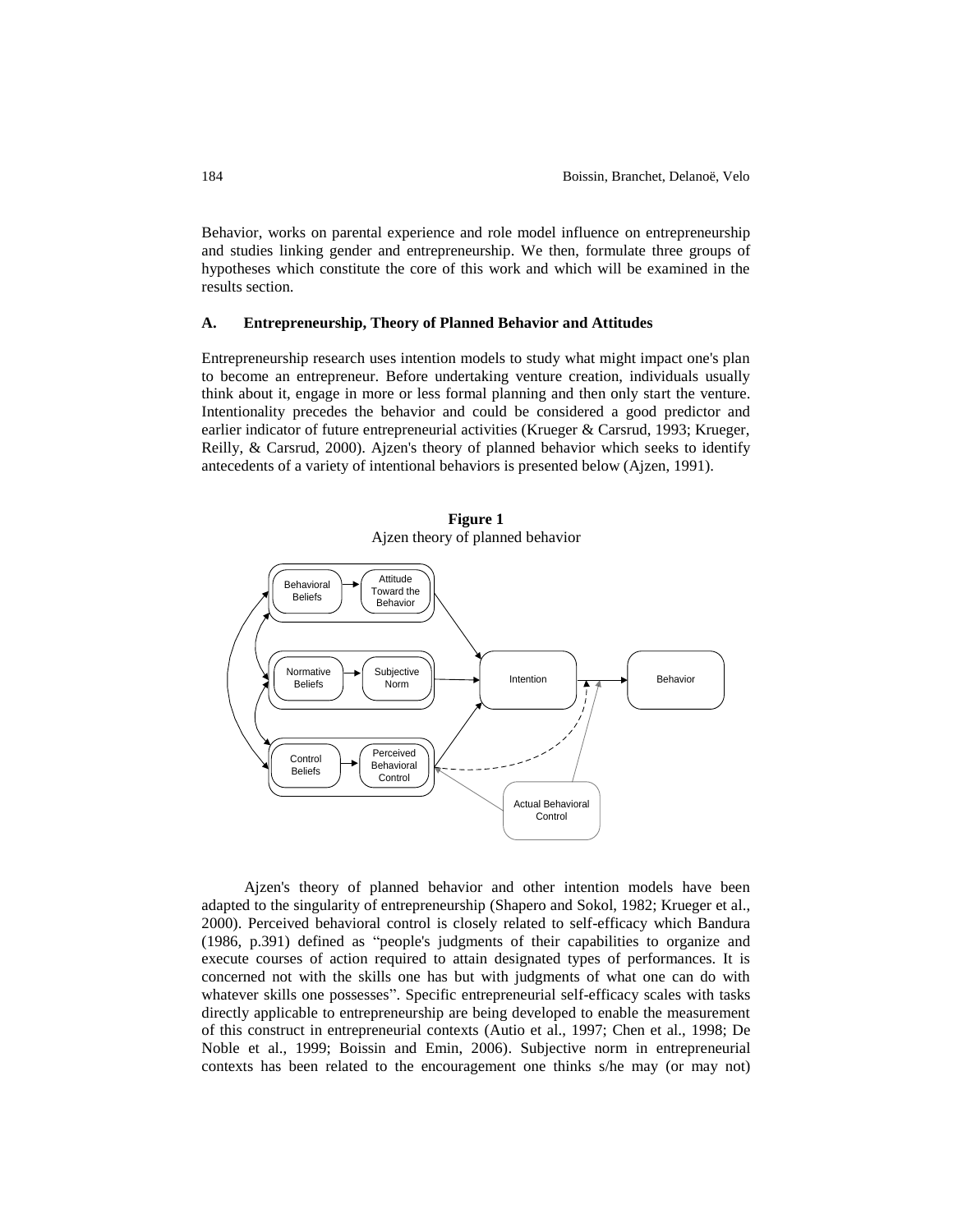Behavior, works on parental experience and role model influence on entrepreneurship and studies linking gender and entrepreneurship. We then, formulate three groups of hypotheses which constitute the core of this work and which will be examined in the results section.

### A. Entrepreneurship, Theory of Planned Behavior and Attitudes

Entrepreneurship research uses intention models to study what might impact one's plan to become an entrepreneur. Before undertaking venture creation, individuals usually think about it, engage in more or less formal planning and then only start the venture. Intentionality precedes the behavior and could be considered a good predictor and earlier indicator of future entrepreneurial activities (Krueger & Carsrud, 1993; Krueger, Reilly, & Carsrud, 2000). Ajzen's theory of planned behavior which seeks to identify antecedents of a variety of intentional behaviors is presented below (Ajzen, 1991).

**Figure 1**
Ajzen theory of planned behavior

Ajzen's theory of planned behavior and other intention models have been adapted to the singularity of entrepreneurship (Shapero and Sokol, 1982; Krueger et al., 2000). Perceived behavioral control is closely related to self-efficacy which Bandura (1986, p.391) defined as "people's judgments of their capabilities to organize and execute courses of action required to attain designated types of performances. It is concerned not with the skills one has but with judgments of what one can do with whatever skills one possesses". Specific entrepreneurial self-efficacy scales with tasks directly applicable to entrepreneurship are being developed to enable the measurement of this construct in entrepreneurial contexts (Autio et al., 1997; Chen et al., 1998; De Noble et al., 1999; Boissin and Emin, 2006). Subjective norm in entrepreneurial contexts has been related to the encouragement one thinks s/he may (or may not)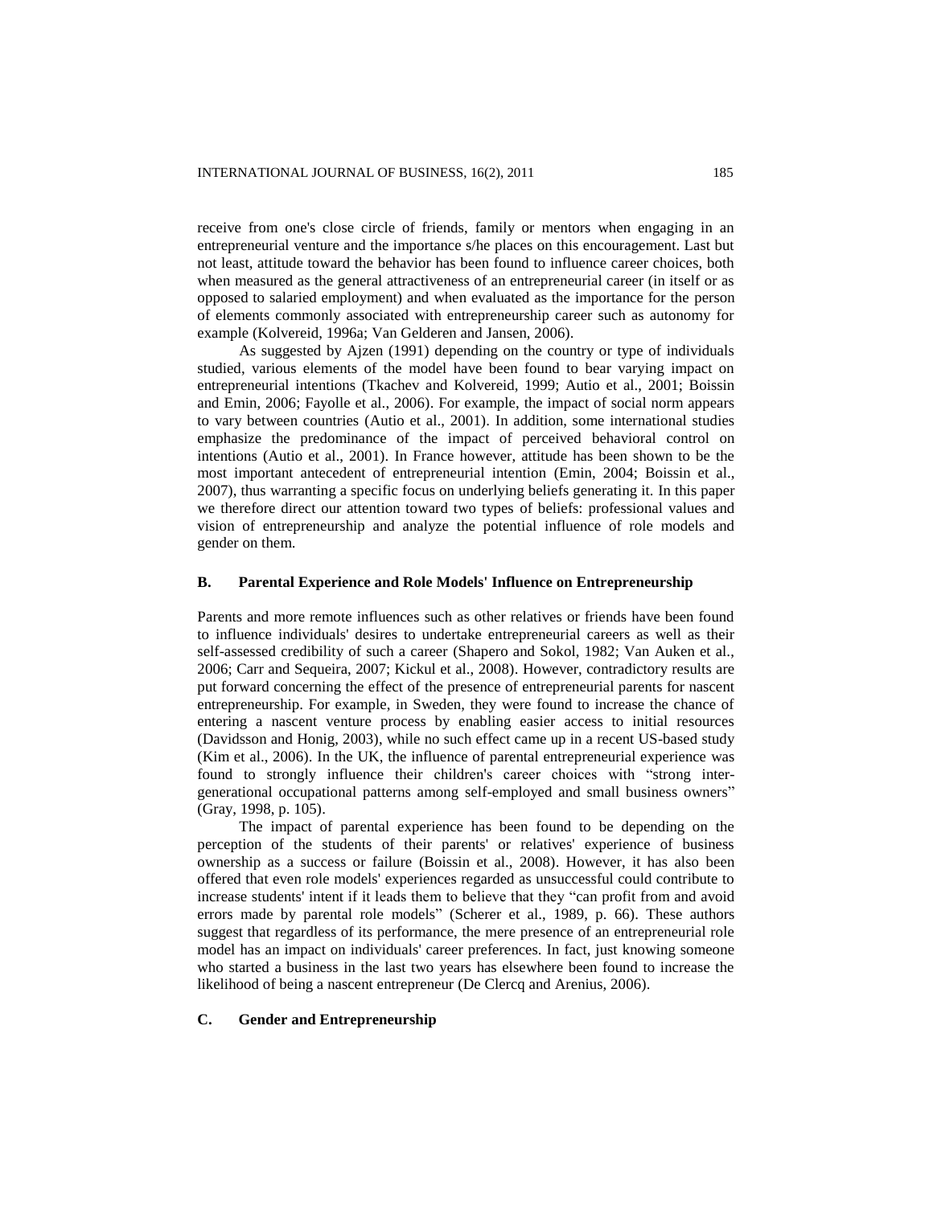receive from one's close circle of friends, family or mentors when engaging in an entrepreneurial venture and the importance s/he places on this encouragement. Last but not least, attitude toward the behavior has been found to influence career choices, both when measured as the general attractiveness of an entrepreneurial career (in itself or as opposed to salaried employment) and when evaluated as the importance for the person of elements commonly associated with entrepreneurship career such as autonomy for example (Kolvereid, 1996a; Van Gelderen and Jansen, 2006).

As suggested by Ajzen (1991) depending on the country or type of individuals studied, various elements of the model have been found to bear varying impact on entrepreneurial intentions (Tkachev and Kolvereid, 1999; Autio et al., 2001; Boissin and Emin, 2006; Fayolle et al., 2006). For example, the impact of social norm appears to vary between countries (Autio et al., 2001). In addition, some international studies emphasize the predominance of the impact of perceived behavioral control on intentions (Autio et al., 2001). In France however, attitude has been shown to be the most important antecedent of entrepreneurial intention (Emin, 2004; Boissin et al., 2007), thus warranting a specific focus on underlying beliefs generating it. In this paper we therefore direct our attention toward two types of beliefs: professional values and vision of entrepreneurship and analyze the potential influence of role models and gender on them.

### B. Parental Experience and Role Models' Influence on Entrepreneurship

Parents and more remote influences such as other relatives or friends have been found to influence individuals' desires to undertake entrepreneurial careers as well as their self-assessed credibility of such a career (Shapero and Sokol, 1982; Van Auken et al., 2006; Carr and Sequeira, 2007; Kickul et al., 2008). However, contradictory results are put forward concerning the effect of the presence of entrepreneurial parents for nascent entrepreneurship. For example, in Sweden, they were found to increase the chance of entering a nascent venture process by enabling easier access to initial resources (Davidsson and Honig, 2003), while no such effect came up in a recent US-based study (Kim et al., 2006). In the UK, the influence of parental entrepreneurial experience was found to strongly influence their children's career choices with "strong inter-generational occupational patterns among self-employed and small business owners" (Gray, 1998, p. 105).

The impact of parental experience has been found to be depending on the perception of the students of their parents' or relatives' experience of business ownership as a success or failure (Boissin et al., 2008). However, it has also been offered that even role models' experiences regarded as unsuccessful could contribute to increase students' intent if it leads them to believe that they "can profit from and avoid errors made by parental role models" (Scherer et al., 1989, p. 66). These authors suggest that regardless of its performance, the mere presence of an entrepreneurial role model has an impact on individuals' career preferences. In fact, just knowing someone who started a business in the last two years has elsewhere been found to increase the likelihood of being a nascent entrepreneur (De Clercq and Arenius, 2006).

### C. Gender and Entrepreneurship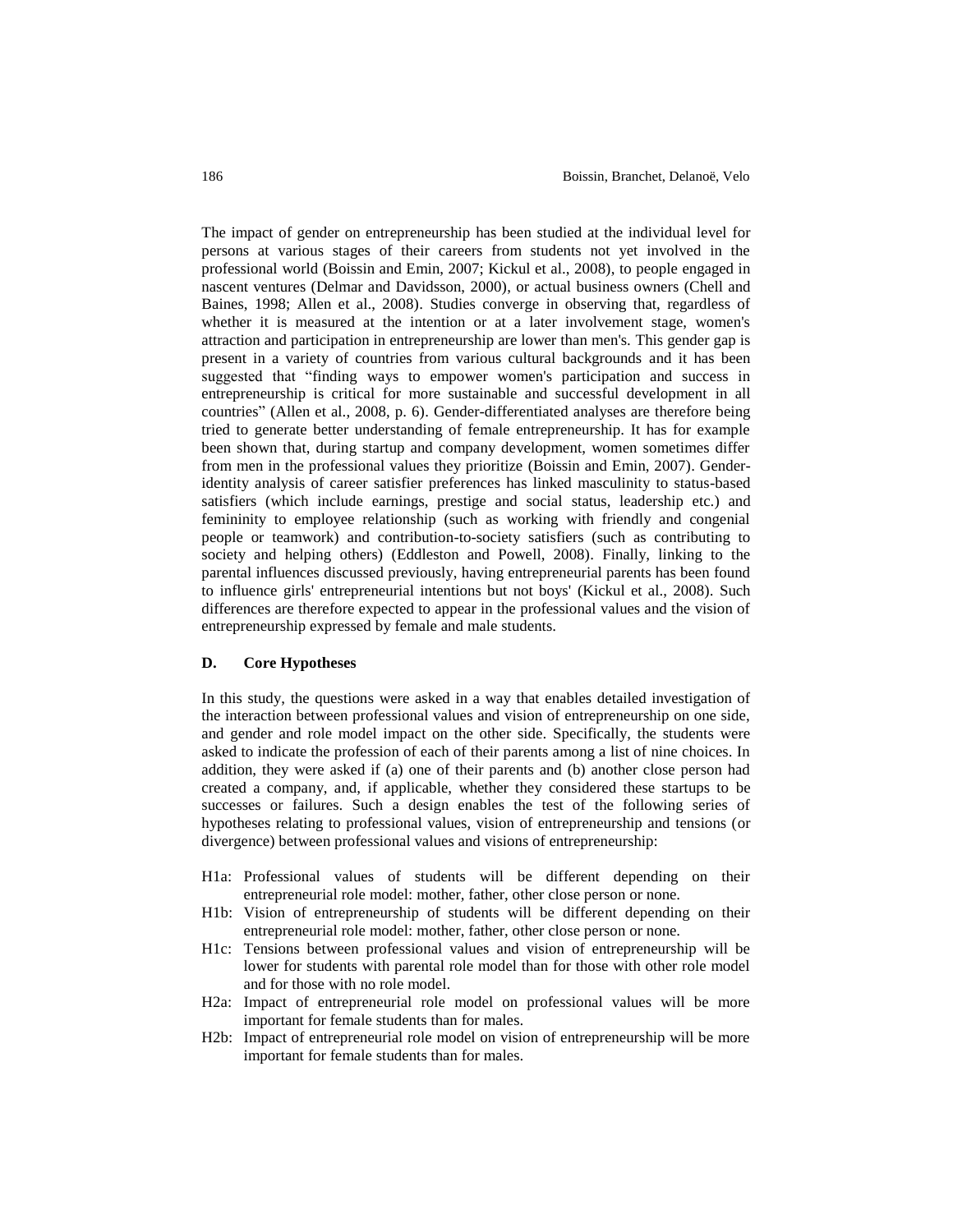The impact of gender on entrepreneurship has been studied at the individual level for persons at various stages of their careers from students not yet involved in the professional world (Boissin and Emin, 2007; Kickul et al., 2008), to people engaged in nascent ventures (Delmar and Davidsson, 2000), or actual business owners (Chell and Baines, 1998; Allen et al., 2008). Studies converge in observing that, regardless of whether it is measured at the intention or at a later involvement stage, women's attraction and participation in entrepreneurship are lower than men's. This gender gap is present in a variety of countries from various cultural backgrounds and it has been suggested that "finding ways to empower women's participation and success in entrepreneurship is critical for more sustainable and successful development in all countries" (Allen et al., 2008, p. 6). Gender-differentiated analyses are therefore being tried to generate better understanding of female entrepreneurship. It has for example been shown that, during startup and company development, women sometimes differ from men in the professional values they prioritize (Boissin and Emin, 2007). Gender-identity analysis of career satisfier preferences has linked masculinity to status-based satisfiers (which include earnings, prestige and social status, leadership etc.) and femininity to employee relationship (such as working with friendly and congenial people or teamwork) and contribution-to-society satisfiers (such as contributing to society and helping others) (Eddleston and Powell, 2008). Finally, linking to the parental influences discussed previously, having entrepreneurial parents has been found to influence girls' entrepreneurial intentions but not boys' (Kickul et al., 2008). Such differences are therefore expected to appear in the professional values and the vision of entrepreneurship expressed by female and male students.

### D. Core Hypotheses

In this study, the questions were asked in a way that enables detailed investigation of the interaction between professional values and vision of entrepreneurship on one side, and gender and role model impact on the other side. Specifically, the students were asked to indicate the profession of each of their parents among a list of nine choices. In addition, they were asked if (a) one of their parents and (b) another close person had created a company, and, if applicable, whether they considered these startups to be successes or failures. Such a design enables the test of the following series of hypotheses relating to professional values, vision of entrepreneurship and tensions (or divergence) between professional values and visions of entrepreneurship:

- H1a: Professional values of students will be different depending on their entrepreneurial role model: mother, father, other close person or none.
- H1b: Vision of entrepreneurship of students will be different depending on their entrepreneurial role model: mother, father, other close person or none.
- H1c: Tensions between professional values and vision of entrepreneurship will be lower for students with parental role model than for those with other role model and for those with no role model.
- H2a: Impact of entrepreneurial role model on professional values will be more important for female students than for males.
- H2b: Impact of entrepreneurial role model on vision of entrepreneurship will be more important for female students than for males.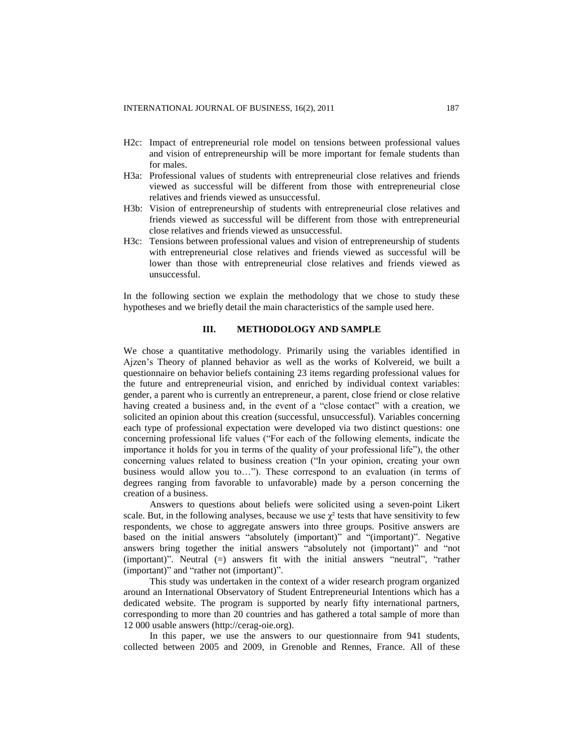- H2c: Impact of entrepreneurial role model on tensions between professional values and vision of entrepreneurship will be more important for female students than for males.
- H3a: Professional values of students with entrepreneurial close relatives and friends viewed as successful will be different from those with entrepreneurial close relatives and friends viewed as unsuccessful.
- H3b: Vision of entrepreneurship of students with entrepreneurial close relatives and friends viewed as successful will be different from those with entrepreneurial close relatives and friends viewed as unsuccessful.
- H3c: Tensions between professional values and vision of entrepreneurship of students with entrepreneurial close relatives and friends viewed as successful will be lower than those with entrepreneurial close relatives and friends viewed as unsuccessful.

In the following section we explain the methodology that we chose to study these hypotheses and we briefly detail the main characteristics of the sample used here.

## III. METHODOLOGY AND SAMPLE

We chose a quantitative methodology. Primarily using the variables identified in Ajzen's Theory of planned behavior as well as the works of Kolvereid, we built a questionnaire on behavior beliefs containing 23 items regarding professional values for the future and entrepreneurial vision, and enriched by individual context variables: gender, a parent who is currently an entrepreneur, a parent, close friend or close relative having created a business and, in the event of a "close contact" with a creation, we solicited an opinion about this creation (successful, unsuccessful). Variables concerning each type of professional expectation were developed via two distinct questions: one concerning professional life values ("For each of the following elements, indicate the importance it holds for you in terms of the quality of your professional life"), the other concerning values related to business creation ("In your opinion, creating your own business would allow you to…"). These correspond to an evaluation (in terms of degrees ranging from favorable to unfavorable) made by a person concerning the creation of a business.

Answers to questions about beliefs were solicited using a seven-point Likert scale. But, in the following analyses, because we use $\chi^2$ tests that have sensitivity to few respondents, we chose to aggregate answers into three groups. Positive answers are based on the initial answers "absolutely (important)" and "(important)". Negative answers bring together the initial answers "absolutely not (important)" and "not (important)". Neutral (=) answers fit with the initial answers "neutral", "rather (important)" and "rather not (important)".

This study was undertaken in the context of a wider research program organized around an International Observatory of Student Entrepreneurial Intentions which has a dedicated website. The program is supported by nearly fifty international partners, corresponding to more than 20 countries and has gathered a total sample of more than 12 000 usable answers (http://cerag-oie.org).

In this paper, we use the answers to our questionnaire from 941 students, collected between 2005 and 2009, in Grenoble and Rennes, France. All of these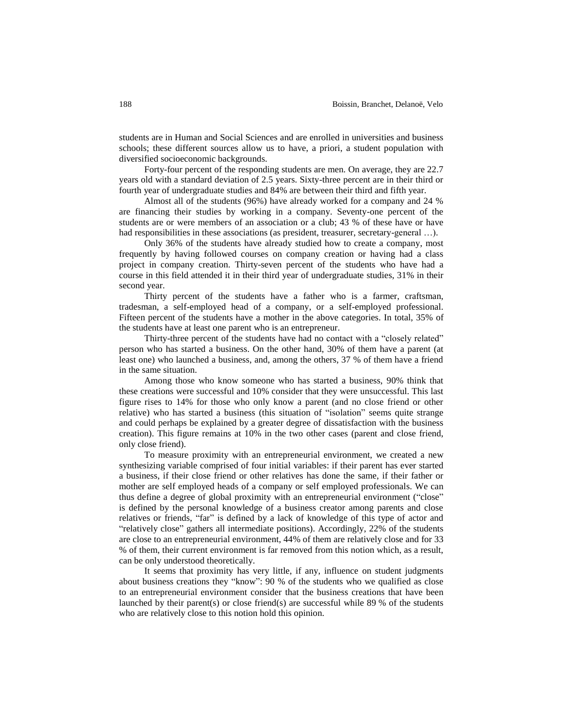students are in Human and Social Sciences and are enrolled in universities and business schools; these different sources allow us to have, a priori, a student population with diversified socioeconomic backgrounds.

Forty-four percent of the responding students are men. On average, they are 22.7 years old with a standard deviation of 2.5 years. Sixty-three percent are in their third or fourth year of undergraduate studies and 84% are between their third and fifth year.

Almost all of the students (96%) have already worked for a company and 24 % are financing their studies by working in a company. Seventy-one percent of the students are or were members of an association or a club; 43 % of these have or have had responsibilities in these associations (as president, treasurer, secretary-general …).

Only 36% of the students have already studied how to create a company, most frequently by having followed courses on company creation or having had a class project in company creation. Thirty-seven percent of the students who have had a course in this field attended it in their third year of undergraduate studies, 31% in their second year.

Thirty percent of the students have a father who is a farmer, craftsman, tradesman, a self-employed head of a company, or a self-employed professional. Fifteen percent of the students have a mother in the above categories. In total, 35% of the students have at least one parent who is an entrepreneur.

Thirty-three percent of the students have had no contact with a "closely related" person who has started a business. On the other hand, 30% of them have a parent (at least one) who launched a business, and, among the others, 37 % of them have a friend in the same situation.

Among those who know someone who has started a business, 90% think that these creations were successful and 10% consider that they were unsuccessful. This last figure rises to 14% for those who only know a parent (and no close friend or other relative) who has started a business (this situation of "isolation" seems quite strange and could perhaps be explained by a greater degree of dissatisfaction with the business creation). This figure remains at 10% in the two other cases (parent and close friend, only close friend).

To measure proximity with an entrepreneurial environment, we created a new synthesizing variable comprised of four initial variables: if their parent has ever started a business, if their close friend or other relatives has done the same, if their father or mother are self employed heads of a company or self employed professionals. We can thus define a degree of global proximity with an entrepreneurial environment ("close" is defined by the personal knowledge of a business creator among parents and close relatives or friends, "far" is defined by a lack of knowledge of this type of actor and "relatively close" gathers all intermediate positions). Accordingly, 22% of the students are close to an entrepreneurial environment, 44% of them are relatively close and for 33 % of them, their current environment is far removed from this notion which, as a result, can be only understood theoretically.

It seems that proximity has very little, if any, influence on student judgments about business creations they "know": 90 % of the students who we qualified as close to an entrepreneurial environment consider that the business creations that have been launched by their parent(s) or close friend(s) are successful while 89 % of the students who are relatively close to this notion hold this opinion.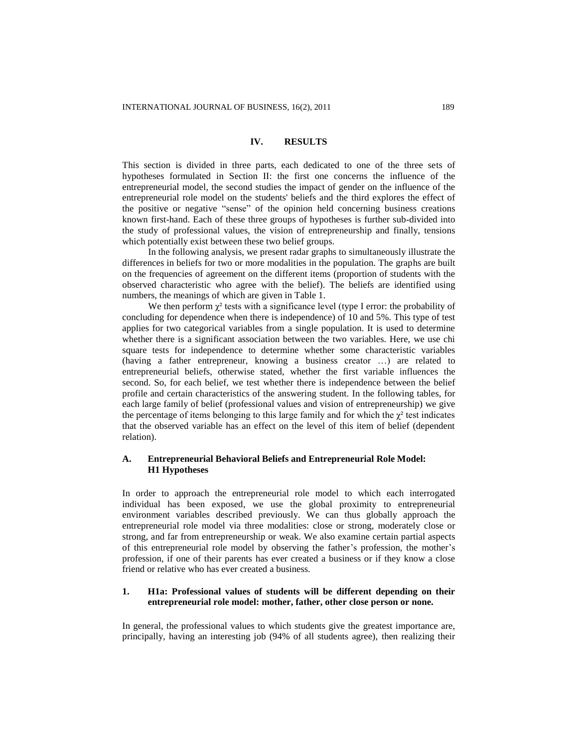## IV. RESULTS

This section is divided in three parts, each dedicated to one of the three sets of hypotheses formulated in Section II: the first one concerns the influence of the entrepreneurial model, the second studies the impact of gender on the influence of the entrepreneurial role model on the students' beliefs and the third explores the effect of the positive or negative "sense" of the opinion held concerning business creations known first-hand. Each of these three groups of hypotheses is further sub-divided into the study of professional values, the vision of entrepreneurship and finally, tensions which potentially exist between these two belief groups.

In the following analysis, we present radar graphs to simultaneously illustrate the differences in beliefs for two or more modalities in the population. The graphs are built on the frequencies of agreement on the different items (proportion of students with the observed characteristic who agree with the belief). The beliefs are identified using numbers, the meanings of which are given in Table 1.

We then perform $\chi^2$ tests with a significance level (type I error: the probability of concluding for dependence when there is independence) of 10 and 5%. This type of test applies for two categorical variables from a single population. It is used to determine whether there is a significant association between the two variables. Here, we use chi square tests for independence to determine whether some characteristic variables (having a father entrepreneur, knowing a business creator …) are related to entrepreneurial beliefs, otherwise stated, whether the first variable influences the second. So, for each belief, we test whether there is independence between the belief profile and certain characteristics of the answering student. In the following tables, for each large family of belief (professional values and vision of entrepreneurship) we give the percentage of items belonging to this large family and for which the $\chi^2$ test indicates that the observed variable has an effect on the level of this item of belief (dependent relation).

### A. Entrepreneurial Behavioral Beliefs and Entrepreneurial Role Model: H1 Hypotheses

In order to approach the entrepreneurial role model to which each interrogated individual has been exposed, we use the global proximity to entrepreneurial environment variables described previously. We can thus globally approach the entrepreneurial role model via three modalities: close or strong, moderately close or strong, and far from entrepreneurship or weak. We also examine certain partial aspects of this entrepreneurial role model by observing the father's profession, the mother's profession, if one of their parents has ever created a business or if they know a close friend or relative who has ever created a business.

#### 1. H1a: Professional values of students will be different depending on their entrepreneurial role model: mother, father, other close person or none.

In general, the professional values to which students give the greatest importance are, principally, having an interesting job (94% of all students agree), then realizing their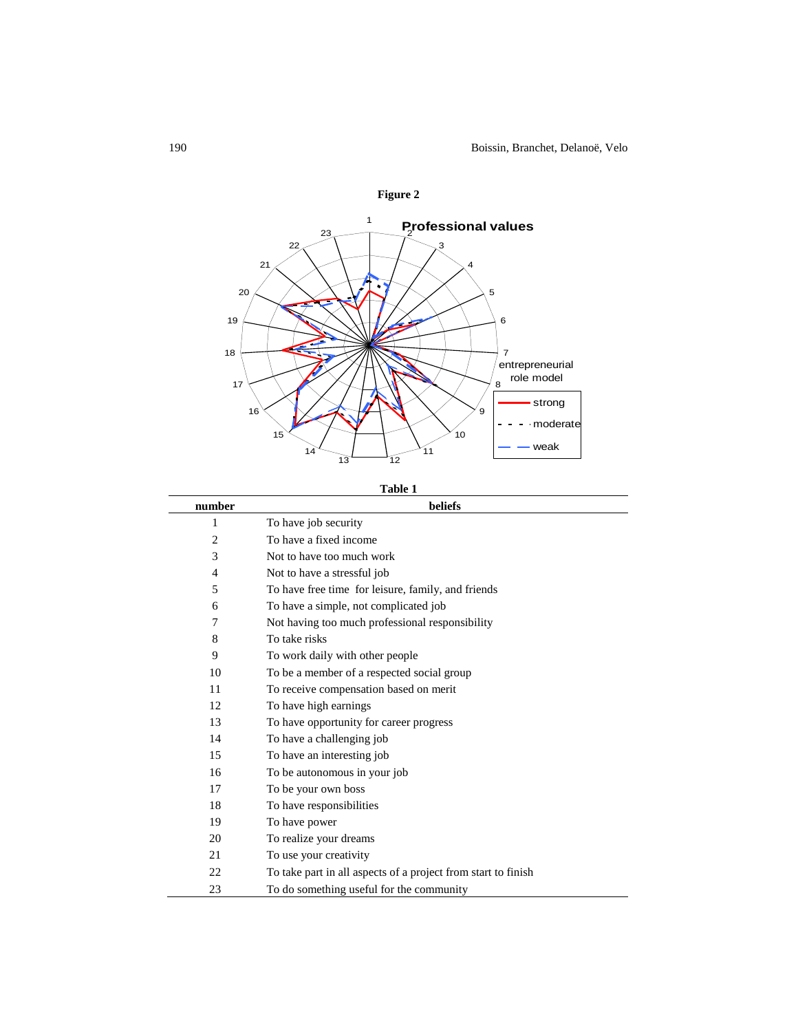**Figure 2**

**Table 1**

| number | beliefs |
|---|---|
| 1 | To have job security |
| 2 | To have a fixed income |
| 3 | Not to have too much work |
| 4 | Not to have a stressful job |
| 5 | To have free time for leisure, family, and friends |
| 6 | To have a simple, not complicated job |
| 7 | Not having too much professional responsibility |
| 8 | To take risks |
| 9 | To work daily with other people |
| 10 | To be a member of a respected social group |
| 11 | To receive compensation based on merit |
| 12 | To have high earnings |
| 13 | To have opportunity for career progress |
| 14 | To have a challenging job |
| 15 | To have an interesting job |
| 16 | To be autonomous in your job |
| 17 | To be your own boss |
| 18 | To have responsibilities |
| 19 | To have power |
| 20 | To realize your dreams |
| 21 | To use your creativity |
| 22 | To take part in all aspects of a project from start to finish |
| 23 | To do something useful for the community |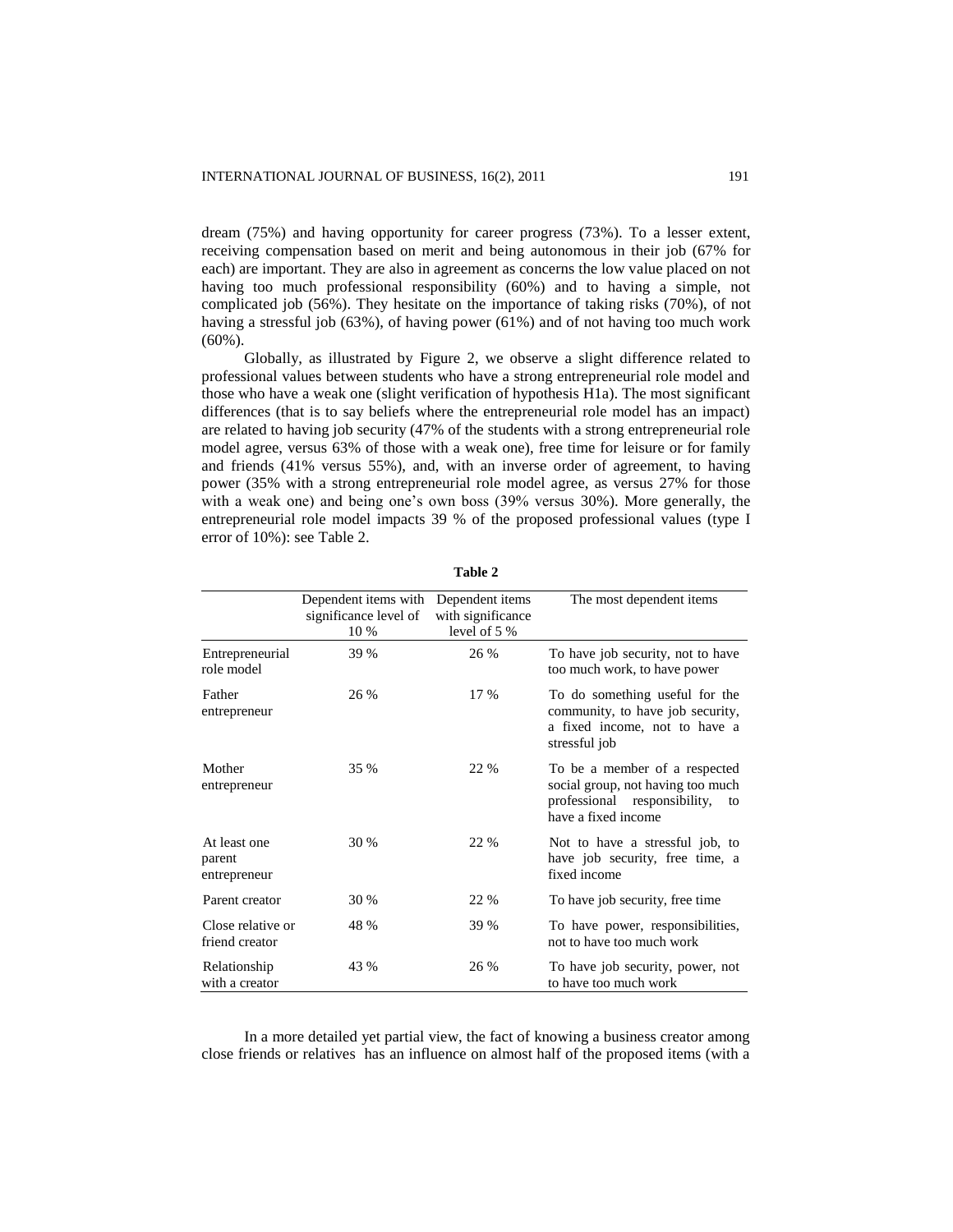dream (75%) and having opportunity for career progress (73%). To a lesser extent, receiving compensation based on merit and being autonomous in their job (67% for each) are important. They are also in agreement as concerns the low value placed on not having too much professional responsibility (60%) and to having a simple, not complicated job (56%). They hesitate on the importance of taking risks (70%), of not having a stressful job (63%), of having power (61%) and of not having too much work (60%).

Globally, as illustrated by Figure 2, we observe a slight difference related to professional values between students who have a strong entrepreneurial role model and those who have a weak one (slight verification of hypothesis H1a). The most significant differences (that is to say beliefs where the entrepreneurial role model has an impact) are related to having job security (47% of the students with a strong entrepreneurial role model agree, versus 63% of those with a weak one), free time for leisure or for family and friends (41% versus 55%), and, with an inverse order of agreement, to having power (35% with a strong entrepreneurial role model agree, as versus 27% for those with a weak one) and being one's own boss (39% versus 30%). More generally, the entrepreneurial role model impacts 39 % of the proposed professional values (type I error of 10%): see Table 2.

**Table 2**

| | Dependent items with significance level of 10 % | Dependent items with significance level of 5 % | The most dependent items |
|---|---|---|---|
| Entrepreneurial role model | 39 % | 26 % | To have job security, not to have too much work, to have power |
| Father entrepreneur | 26 % | 17 % | To do something useful for the community, to have job security, a fixed income, not to have a stressful job |
| Mother entrepreneur | 35 % | 22 % | To be a member of a respected social group, not having too much professional responsibility, to have a fixed income |
| At least one parent entrepreneur | 30 % | 22 % | Not to have a stressful job, to have job security, free time, a fixed income |
| Parent creator | 30 % | 22 % | To have job security, free time |
| Close relative or friend creator | 48 % | 39 % | To have power, responsibilities, not to have too much work |
| Relationship with a creator | 43 % | 26 % | To have job security, power, not to have too much work |

In a more detailed yet partial view, the fact of knowing a business creator among close friends or relatives has an influence on almost half of the proposed items (with a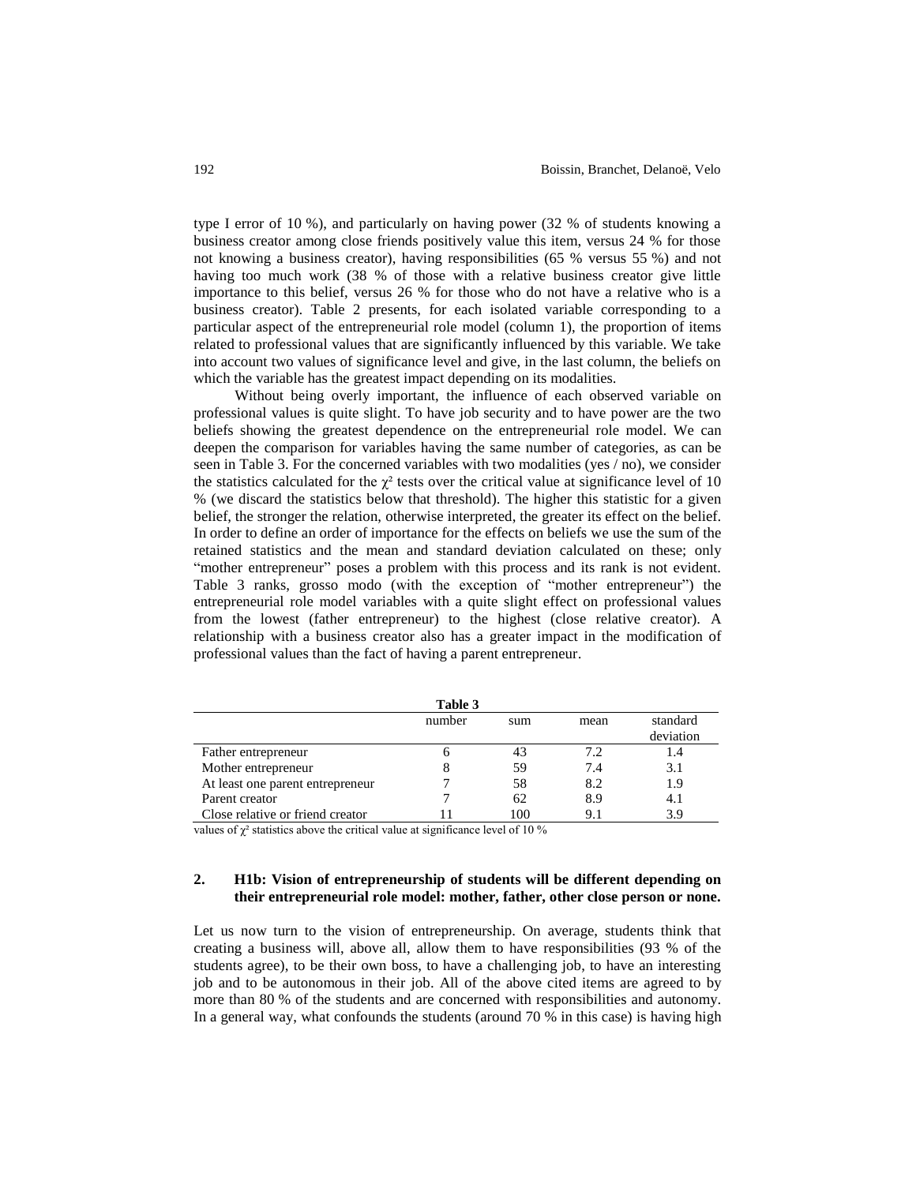type I error of 10 %), and particularly on having power (32 % of students knowing a business creator among close friends positively value this item, versus 24 % for those not knowing a business creator), having responsibilities (65 % versus 55 %) and not having too much work (38 % of those with a relative business creator give little importance to this belief, versus 26 % for those who do not have a relative who is a business creator). Table 2 presents, for each isolated variable corresponding to a particular aspect of the entrepreneurial role model (column 1), the proportion of items related to professional values that are significantly influenced by this variable. We take into account two values of significance level and give, in the last column, the beliefs on which the variable has the greatest impact depending on its modalities.

Without being overly important, the influence of each observed variable on professional values is quite slight. To have job security and to have power are the two beliefs showing the greatest dependence on the entrepreneurial role model. We can deepen the comparison for variables having the same number of categories, as can be seen in Table 3. For the concerned variables with two modalities (yes / no), we consider the statistics calculated for the $\chi^2$ tests over the critical value at significance level of 10 % (we discard the statistics below that threshold). The higher this statistic for a given belief, the stronger the relation, otherwise interpreted, the greater its effect on the belief. In order to define an order of importance for the effects on beliefs we use the sum of the retained statistics and the mean and standard deviation calculated on these; only "mother entrepreneur" poses a problem with this process and its rank is not evident. Table 3 ranks, grosso modo (with the exception of "mother entrepreneur") the entrepreneurial role model variables with a quite slight effect on professional values from the lowest (father entrepreneur) to the highest (close relative creator). A relationship with a business creator also has a greater impact in the modification of professional values than the fact of having a parent entrepreneur.

**Table 3**

| | number | sum | mean | standard deviation |
|---|---|---|---|---|
| Father entrepreneur | 6 | 43 | 7.2 | 1.4 |
| Mother entrepreneur | 8 | 59 | 7.4 | 3.1 |
| At least one parent entrepreneur | 7 | 58 | 8.2 | 1.9 |
| Parent creator | 7 | 62 | 8.9 | 4.1 |
| Close relative or friend creator | 11 | 100 | 9.1 | 3.9 |

values of $\chi^2$ statistics above the critical value at significance level of 10 %

## 2. H1b: Vision of entrepreneurship of students will be different depending on their entrepreneurial role model: mother, father, other close person or none.

Let us now turn to the vision of entrepreneurship. On average, students think that creating a business will, above all, allow them to have responsibilities (93 % of the students agree), to be their own boss, to have a challenging job, to have an interesting job and to be autonomous in their job. All of the above cited items are agreed to by more than 80 % of the students and are concerned with responsibilities and autonomy. In a general way, what confounds the students (around 70 % in this case) is having high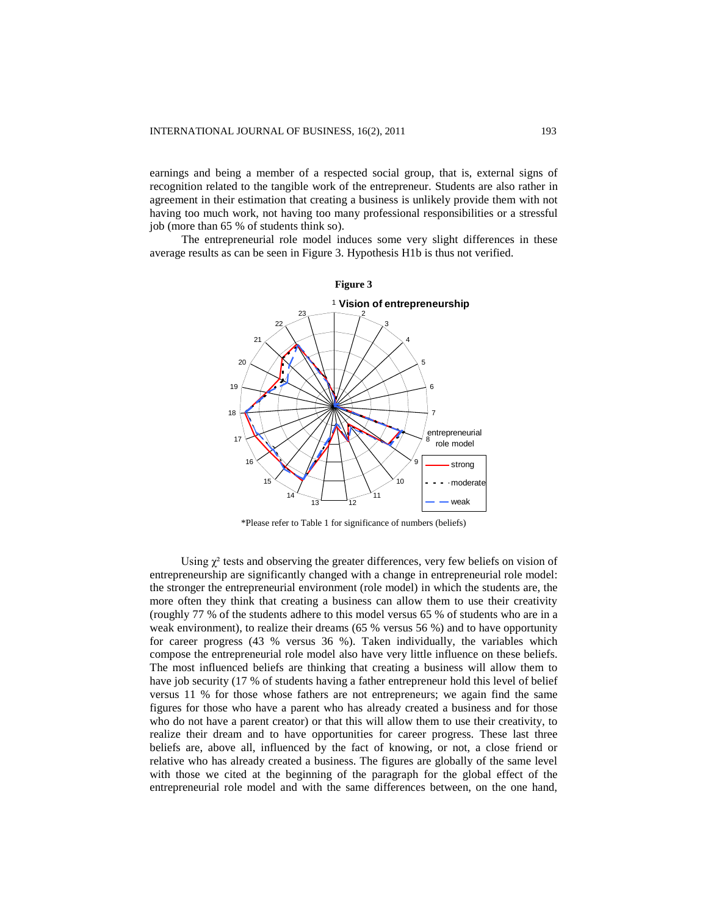earnings and being a member of a respected social group, that is, external signs of recognition related to the tangible work of the entrepreneur. Students are also rather in agreement in their estimation that creating a business is unlikely provide them with not having too much work, not having too many professional responsibilities or a stressful job (more than 65 % of students think so).

The entrepreneurial role model induces some very slight differences in these average results as can be seen in Figure 3. Hypothesis H1b is thus not verified.

**Figure 3**

*Please refer to Table 1 for significance of numbers (beliefs)

Using $\chi^2$ tests and observing the greater differences, very few beliefs on vision of entrepreneurship are significantly changed with a change in entrepreneurial role model: the stronger the entrepreneurial environment (role model) in which the students are, the more often they think that creating a business can allow them to use their creativity (roughly 77 % of the students adhere to this model versus 65 % of students who are in a weak environment), to realize their dreams (65 % versus 56 %) and to have opportunity for career progress (43 % versus 36 %). Taken individually, the variables which compose the entrepreneurial role model also have very little influence on these beliefs. The most influenced beliefs are thinking that creating a business will allow them to have job security (17 % of students having a father entrepreneur hold this level of belief versus 11 % for those whose fathers are not entrepreneurs; we again find the same figures for those who have a parent who has already created a business and for those who do not have a parent creator) or that this will allow them to use their creativity, to realize their dream and to have opportunities for career progress. These last three beliefs are, above all, influenced by the fact of knowing, or not, a close friend or relative who has already created a business. The figures are globally of the same level with those we cited at the beginning of the paragraph for the global effect of the entrepreneurial role model and with the same differences between, on the one hand,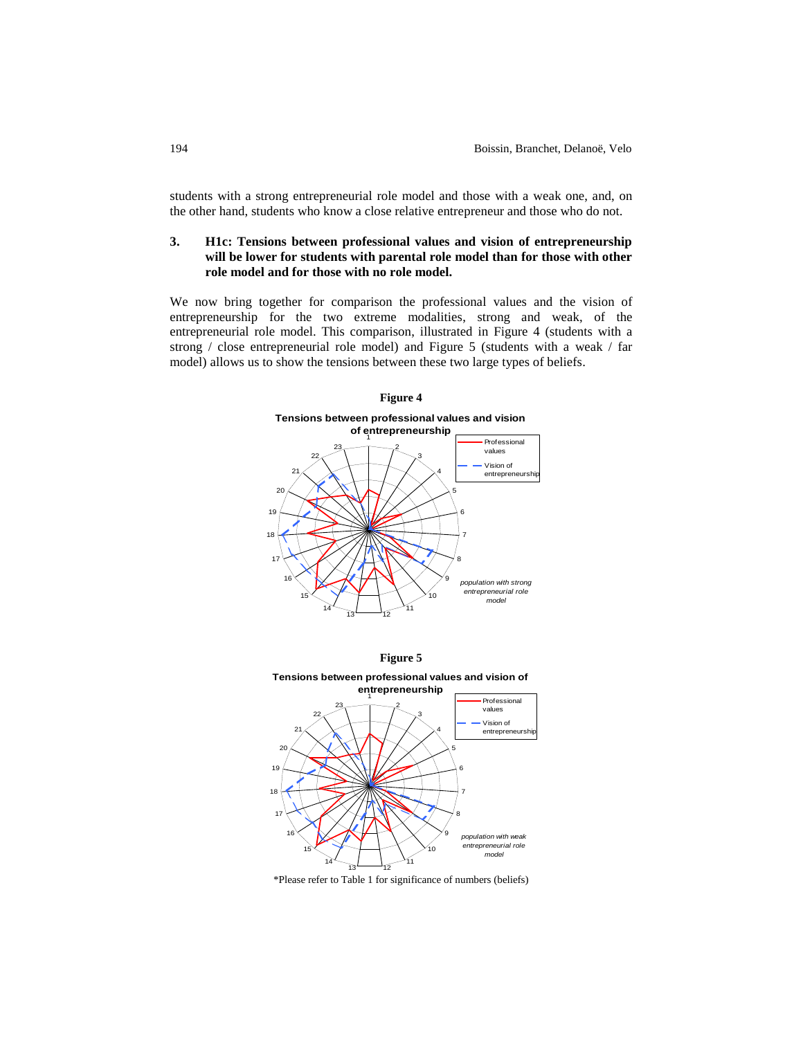students with a strong entrepreneurial role model and those with a weak one, and, on the other hand, students who know a close relative entrepreneur and those who do not.

### 3. H1c: Tensions between professional values and vision of entrepreneurship will be lower for students with parental role model than for those with other role model and for those with no role model.

We now bring together for comparison the professional values and the vision of entrepreneurship for the two extreme modalities, strong and weak, of the entrepreneurial role model. This comparison, illustrated in Figure 4 (students with a strong / close entrepreneurial role model) and Figure 5 (students with a weak / far model) allows us to show the tensions between these two large types of beliefs.

**Figure 4**

**Tensions between professional values and vision of entrepreneurship**

**Figure 5**

**Tensions between professional values and vision of entrepreneurship**

*Please refer to Table 1 for significance of numbers (beliefs)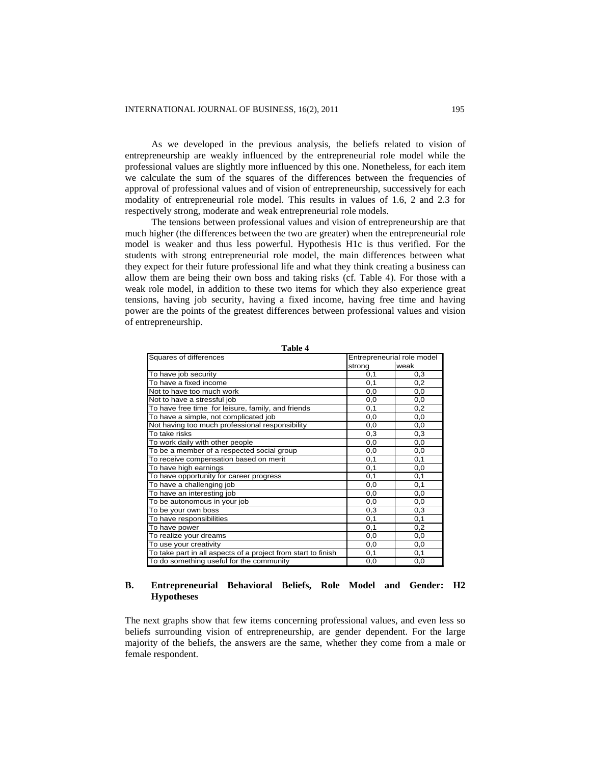As we developed in the previous analysis, the beliefs related to vision of entrepreneurship are weakly influenced by the entrepreneurial role model while the professional values are slightly more influenced by this one. Nonetheless, for each item we calculate the sum of the squares of the differences between the frequencies of approval of professional values and of vision of entrepreneurship, successively for each modality of entrepreneurial role model. This results in values of 1.6, 2 and 2.3 for respectively strong, moderate and weak entrepreneurial role models.

The tensions between professional values and vision of entrepreneurship are that much higher (the differences between the two are greater) when the entrepreneurial role model is weaker and thus less powerful. Hypothesis H1c is thus verified. For the students with strong entrepreneurial role model, the main differences between what they expect for their future professional life and what they think creating a business can allow them are being their own boss and taking risks (cf. Table 4). For those with a weak role model, in addition to these two items for which they also experience great tensions, having job security, having a fixed income, having free time and having power are the points of the greatest differences between professional values and vision of entrepreneurship.

**Table 4**

| Squares of differences | Entrepreneurial role model | |
|---|---|---|
| | strong | weak |
| To have job security | 0,1 | 0,3 |
| To have a fixed income | 0,1 | 0,2 |
| Not to have too much work | 0,0 | 0,0 |
| Not to have a stressful job | 0,0 | 0,0 |
| To have free time for leisure, family, and friends | 0,1 | 0,2 |
| To have a simple, not complicated job | 0,0 | 0,0 |
| Not having too much professional responsibility | 0,0 | 0,0 |
| To take risks | 0,3 | 0,3 |
| To work daily with other people | 0,0 | 0,0 |
| To be a member of a respected social group | 0,0 | 0,0 |
| To receive compensation based on merit | 0,1 | 0,1 |
| To have high earnings | 0,1 | 0,0 |
| To have opportunity for career progress | 0,1 | 0,1 |
| To have a challenging job | 0,0 | 0,1 |
| To have an interesting job | 0,0 | 0,0 |
| To be autonomous in your job | 0,0 | 0,0 |
| To be your own boss | 0,3 | 0,3 |
| To have responsibilities | 0,1 | 0,1 |
| To have power | 0,1 | 0,2 |
| To realize your dreams | 0,0 | 0,0 |
| To use your creativity | 0,0 | 0,0 |
| To take part in all aspects of a project from start to finish | 0,1 | 0,1 |
| To do something useful for the community | 0,0 | 0,0 |

### B. Entrepreneurial Behavioral Beliefs, Role Model and Gender: H2 Hypotheses

The next graphs show that few items concerning professional values, and even less so beliefs surrounding vision of entrepreneurship, are gender dependent. For the large majority of the beliefs, the answers are the same, whether they come from a male or female respondent.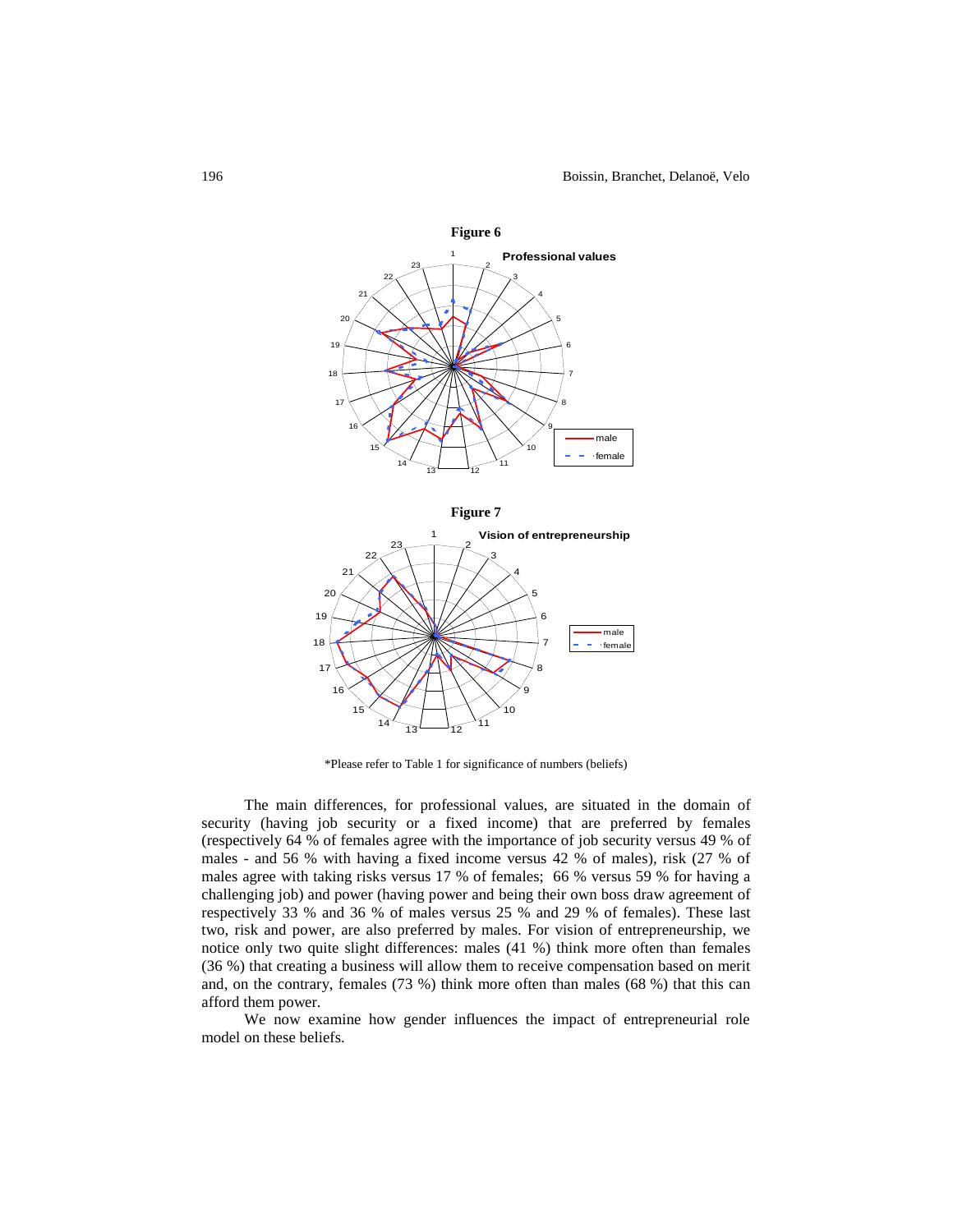**Figure 6**

**Figure 7**

*Please refer to Table 1 for significance of numbers (beliefs)

The main differences, for professional values, are situated in the domain of security (having job security or a fixed income) that are preferred by females (respectively 64 % of females agree with the importance of job security versus 49 % of males - and 56 % with having a fixed income versus 42 % of males), risk (27 % of males agree with taking risks versus 17 % of females; 66 % versus 59 % for having a challenging job) and power (having power and being their own boss draw agreement of respectively 33 % and 36 % of males versus 25 % and 29 % of females). These last two, risk and power, are also preferred by males. For vision of entrepreneurship, we notice only two quite slight differences: males (41 %) think more often than females (36 %) that creating a business will allow them to receive compensation based on merit and, on the contrary, females (73 %) think more often than males (68 %) that this can afford them power.

We now examine how gender influences the impact of entrepreneurial role model on these beliefs.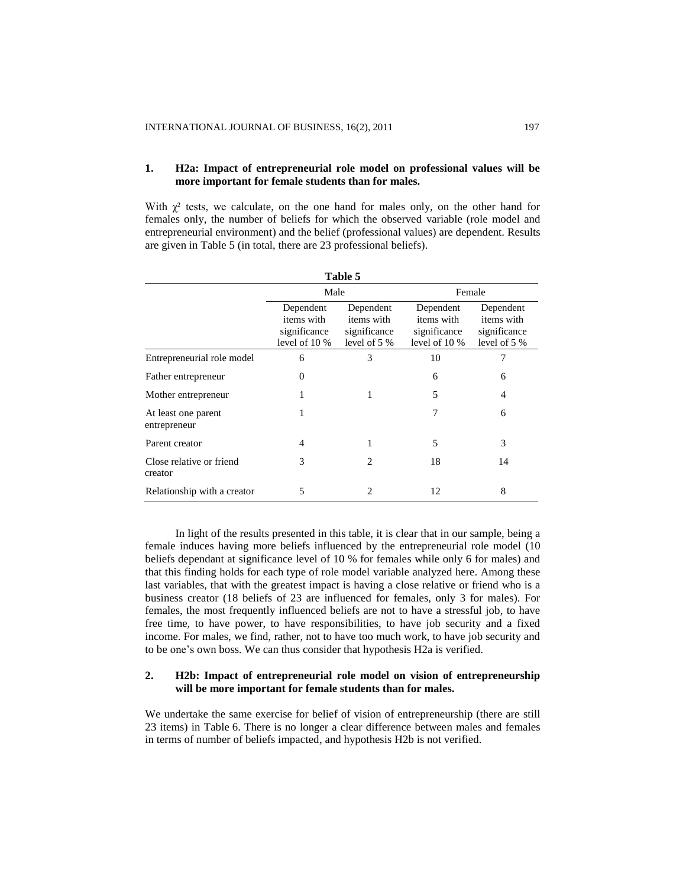## 1. H2a: Impact of entrepreneurial role model on professional values will be more important for female students than for males.

With $\chi^2$ tests, we calculate, on the one hand for males only, on the other hand for females only, the number of beliefs for which the observed variable (role model and entrepreneurial environment) and the belief (professional values) are dependent. Results are given in Table 5 (in total, there are 23 professional beliefs).

**Table 5**

| | Male | | Female | |
|---|---|---|---|---|
| | Dependent items with significance level of 10 % | Dependent items with significance level of 5 % | Dependent items with significance level of 10 % | Dependent items with significance level of 5 % |
| Entrepreneurial role model | 6 | 3 | 10 | 7 |
| Father entrepreneur | 0 | | 6 | 6 |
| Mother entrepreneur | 1 | 1 | 5 | 4 |
| At least one parent entrepreneur | 1 | | 7 | 6 |
| Parent creator | 4 | 1 | 5 | 3 |
| Close relative or friend creator | 3 | 2 | 18 | 14 |
| Relationship with a creator | 5 | 2 | 12 | 8 |

In light of the results presented in this table, it is clear that in our sample, being a female induces having more beliefs influenced by the entrepreneurial role model (10 beliefs dependant at significance level of 10 % for females while only 6 for males) and that this finding holds for each type of role model variable analyzed here. Among these last variables, that with the greatest impact is having a close relative or friend who is a business creator (18 beliefs of 23 are influenced for females, only 3 for males). For females, the most frequently influenced beliefs are not to have a stressful job, to have free time, to have power, to have responsibilities, to have job security and a fixed income. For males, we find, rather, not to have too much work, to have job security and to be one's own boss. We can thus consider that hypothesis H2a is verified.

## 2. H2b: Impact of entrepreneurial role model on vision of entrepreneurship will be more important for female students than for males.

We undertake the same exercise for belief of vision of entrepreneurship (there are still 23 items) in Table 6. There is no longer a clear difference between males and females in terms of number of beliefs impacted, and hypothesis H2b is not verified.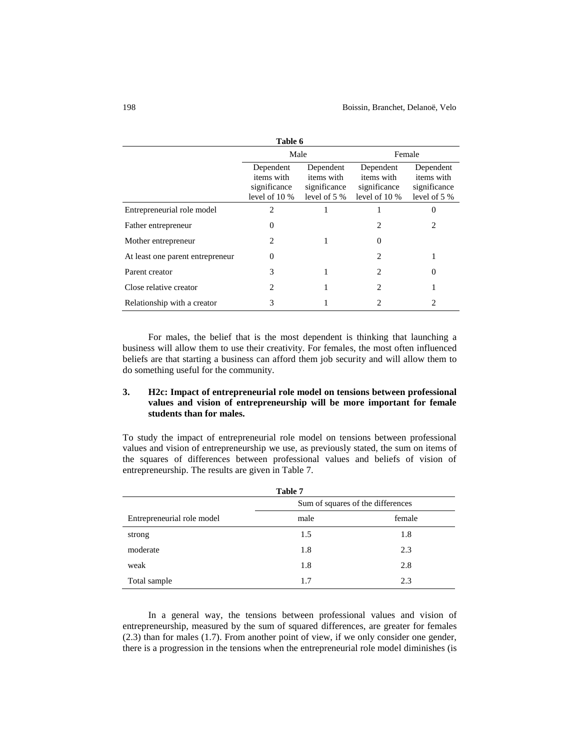**Table 6**

| | Male | | Female | |
|---|---|---|---|---|
| | Dependent items with significance level of 10 % | Dependent items with significance level of 5 % | Dependent items with significance level of 10 % | Dependent items with significance level of 5 % |
| Entrepreneurial role model | 2 | 1 | 1 | 0 |
| Father entrepreneur | 0 | | 2 | 2 |
| Mother entrepreneur | 2 | 1 | 0 | |
| At least one parent entrepreneur | 0 | | 2 | 1 |
| Parent creator | 3 | 1 | 2 | 0 |
| Close relative creator | 2 | 1 | 2 | 1 |
| Relationship with a creator | 3 | 1 | 2 | 2 |

For males, the belief that is the most dependent is thinking that launching a business will allow them to use their creativity. For females, the most often influenced beliefs are that starting a business can afford them job security and will allow them to do something useful for the community.

### 3. H2c: Impact of entrepreneurial role model on tensions between professional values and vision of entrepreneurship will be more important for female students than for males.

To study the impact of entrepreneurial role model on tensions between professional values and vision of entrepreneurship we use, as previously stated, the sum on items of the squares of differences between professional values and beliefs of vision of entrepreneurship. The results are given in Table 7.

**Table 7**

| | Sum of squares of the differences | |
|---|---|---|
| Entrepreneurial role model | male | female |
| strong | 1.5 | 1.8 |
| moderate | 1.8 | 2.3 |
| weak | 1.8 | 2.8 |
| Total sample | 1.7 | 2.3 |

In a general way, the tensions between professional values and vision of entrepreneurship, measured by the sum of squared differences, are greater for females (2.3) than for males (1.7). From another point of view, if we only consider one gender, there is a progression in the tensions when the entrepreneurial role model diminishes (is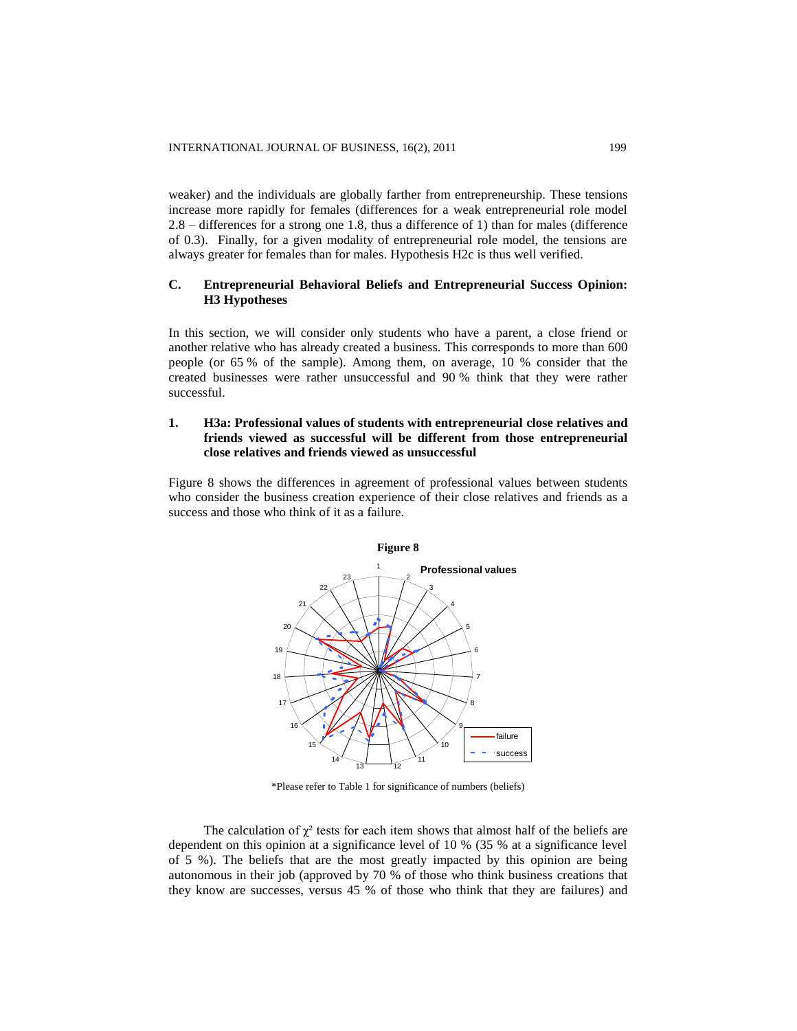weaker) and the individuals are globally farther from entrepreneurship. These tensions increase more rapidly for females (differences for a weak entrepreneurial role model 2.8 – differences for a strong one 1.8, thus a difference of 1) than for males (difference of 0.3). Finally, for a given modality of entrepreneurial role model, the tensions are always greater for females than for males. Hypothesis H2c is thus well verified.

### C. Entrepreneurial Behavioral Beliefs and Entrepreneurial Success Opinion: H3 Hypotheses

In this section, we will consider only students who have a parent, a close friend or another relative who has already created a business. This corresponds to more than 600 people (or 65 % of the sample). Among them, on average, 10 % consider that the created businesses were rather unsuccessful and 90 % think that they were rather successful.

#### 1. H3a: Professional values of students with entrepreneurial close relatives and friends viewed as successful will be different from those entrepreneurial close relatives and friends viewed as unsuccessful

Figure 8 shows the differences in agreement of professional values between students who consider the business creation experience of their close relatives and friends as a success and those who think of it as a failure.

**Figure 8**

*Please refer to Table 1 for significance of numbers (beliefs)

The calculation of $\chi^2$ tests for each item shows that almost half of the beliefs are dependent on this opinion at a significance level of 10 % (35 % at a significance level of 5 %). The beliefs that are the most greatly impacted by this opinion are being autonomous in their job (approved by 70 % of those who think business creations that they know are successes, versus 45 % of those who think that they are failures) and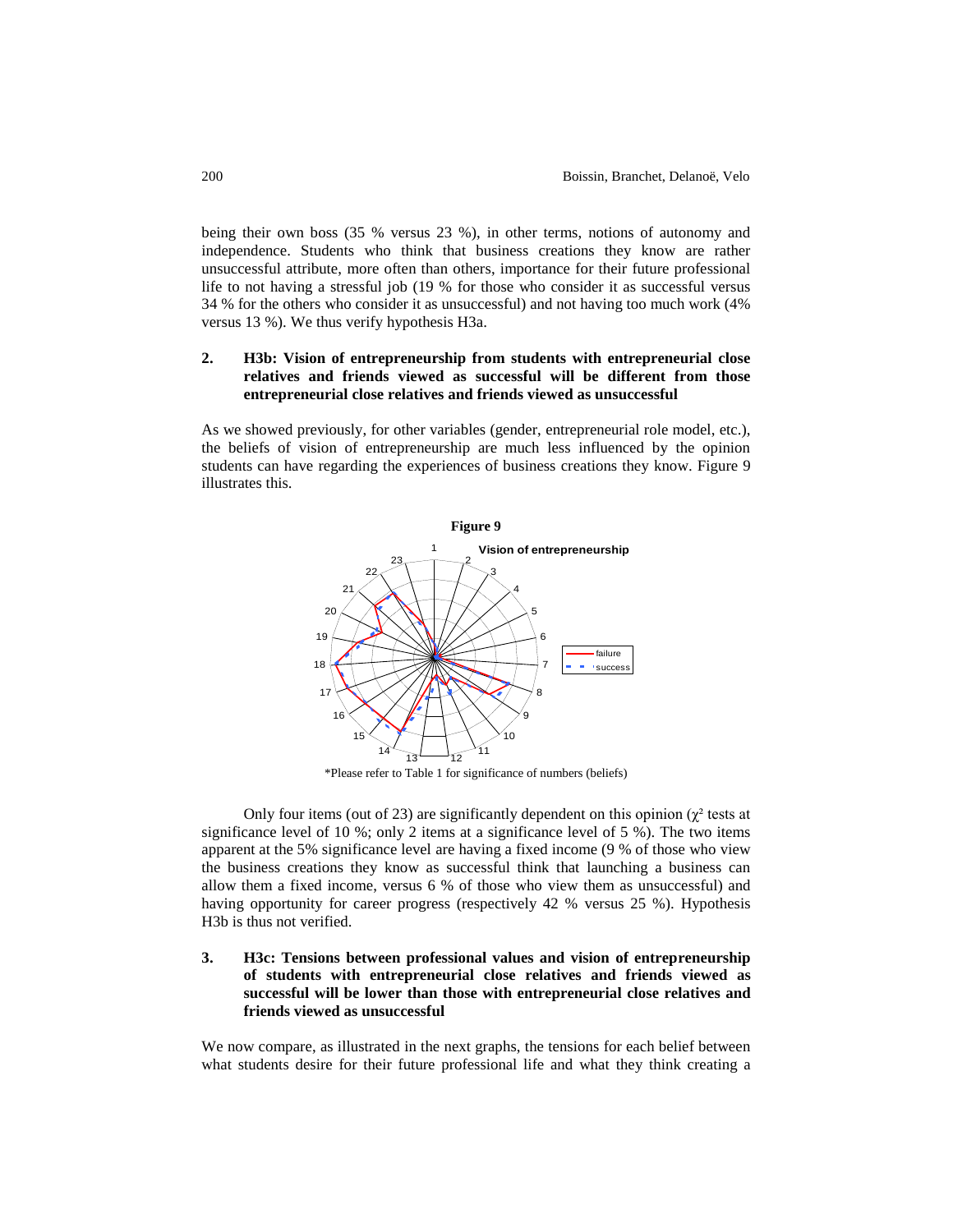being their own boss (35 % versus 23 %), in other terms, notions of autonomy and independence. Students who think that business creations they know are rather unsuccessful attribute, more often than others, importance for their future professional life to not having a stressful job (19 % for those who consider it as successful versus 34 % for the others who consider it as unsuccessful) and not having too much work (4% versus 13 %). We thus verify hypothesis H3a.

**2. H3b: Vision of entrepreneurship from students with entrepreneurial close relatives and friends viewed as successful will be different from those entrepreneurial close relatives and friends viewed as unsuccessful**

As we showed previously, for other variables (gender, entrepreneurial role model, etc.), the beliefs of vision of entrepreneurship are much less influenced by the opinion students can have regarding the experiences of business creations they know. Figure 9 illustrates this.

**Figure 9**

*Please refer to Table 1 for significance of numbers (beliefs)

Only four items (out of 23) are significantly dependent on this opinion ($\chi^2$ tests at significance level of 10 %; only 2 items at a significance level of 5 %). The two items apparent at the 5% significance level are having a fixed income (9 % of those who view the business creations they know as successful think that launching a business can allow them a fixed income, versus 6 % of those who view them as unsuccessful) and having opportunity for career progress (respectively 42 % versus 25 %). Hypothesis H3b is thus not verified.

**3. H3c: Tensions between professional values and vision of entrepreneurship of students with entrepreneurial close relatives and friends viewed as successful will be lower than those with entrepreneurial close relatives and friends viewed as unsuccessful**

We now compare, as illustrated in the next graphs, the tensions for each belief between what students desire for their future professional life and what they think creating a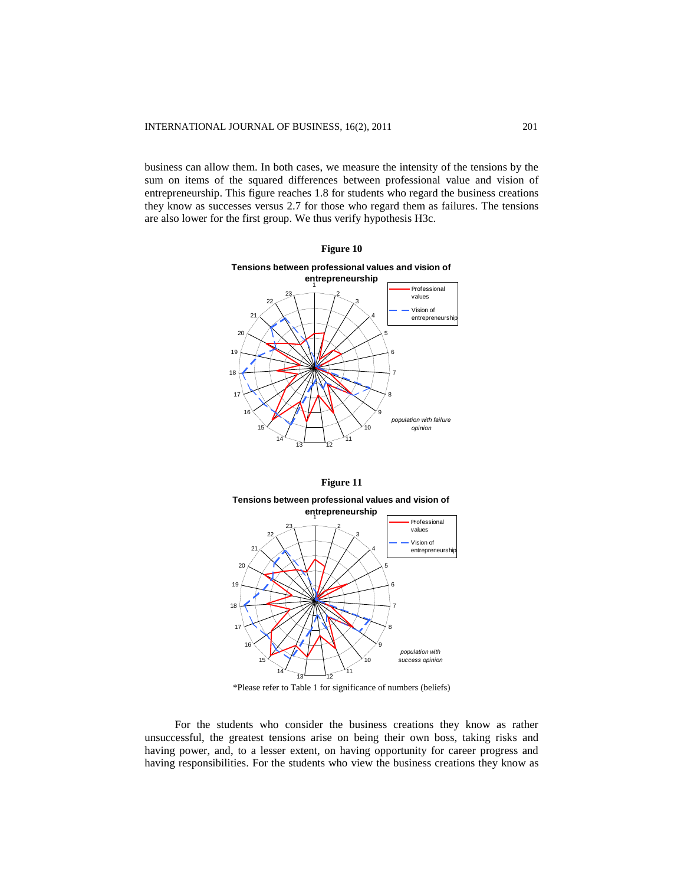business can allow them. In both cases, we measure the intensity of the tensions by the sum on items of the squared differences between professional value and vision of entrepreneurship. This figure reaches 1.8 for students who regard the business creations they know as successes versus 2.7 for those who regard them as failures. The tensions are also lower for the first group. We thus verify hypothesis H3c.

**Figure 10**

**Tensions between professional values and vision of entrepreneurship**

*population with failure opinion*

**Figure 11**

**Tensions between professional values and vision of entrepreneurship**

*population with success opinion*

*Please refer to Table 1 for significance of numbers (beliefs)

For the students who consider the business creations they know as rather unsuccessful, the greatest tensions arise on being their own boss, taking risks and having power, and, to a lesser extent, on having opportunity for career progress and having responsibilities. For the students who view the business creations they know as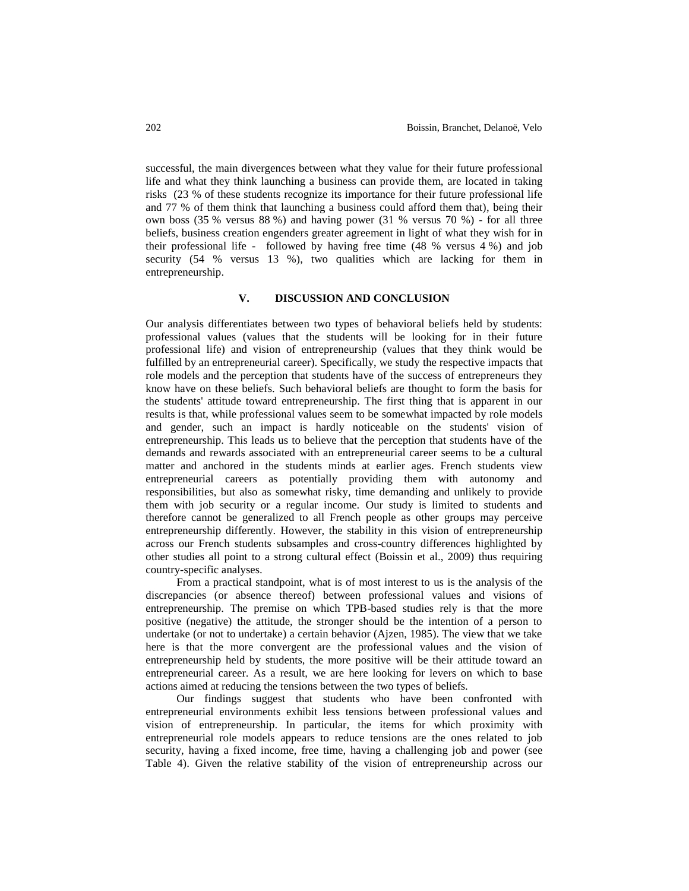successful, the main divergences between what they value for their future professional life and what they think launching a business can provide them, are located in taking risks (23 % of these students recognize its importance for their future professional life and 77 % of them think that launching a business could afford them that), being their own boss (35 % versus 88 %) and having power (31 % versus 70 %) - for all three beliefs, business creation engenders greater agreement in light of what they wish for in their professional life - followed by having free time (48 % versus 4 %) and job security (54 % versus 13 %), two qualities which are lacking for them in entrepreneurship.

## V. DISCUSSION AND CONCLUSION

Our analysis differentiates between two types of behavioral beliefs held by students: professional values (values that the students will be looking for in their future professional life) and vision of entrepreneurship (values that they think would be fulfilled by an entrepreneurial career). Specifically, we study the respective impacts that role models and the perception that students have of the success of entrepreneurs they know have on these beliefs. Such behavioral beliefs are thought to form the basis for the students' attitude toward entrepreneurship. The first thing that is apparent in our results is that, while professional values seem to be somewhat impacted by role models and gender, such an impact is hardly noticeable on the students' vision of entrepreneurship. This leads us to believe that the perception that students have of the demands and rewards associated with an entrepreneurial career seems to be a cultural matter and anchored in the students minds at earlier ages. French students view entrepreneurial careers as potentially providing them with autonomy and responsibilities, but also as somewhat risky, time demanding and unlikely to provide them with job security or a regular income. Our study is limited to students and therefore cannot be generalized to all French people as other groups may perceive entrepreneurship differently. However, the stability in this vision of entrepreneurship across our French students subsamples and cross-country differences highlighted by other studies all point to a strong cultural effect (Boissin et al., 2009) thus requiring country-specific analyses.

From a practical standpoint, what is of most interest to us is the analysis of the discrepancies (or absence thereof) between professional values and visions of entrepreneurship. The premise on which TPB-based studies rely is that the more positive (negative) the attitude, the stronger should be the intention of a person to undertake (or not to undertake) a certain behavior (Ajzen, 1985). The view that we take here is that the more convergent are the professional values and the vision of entrepreneurship held by students, the more positive will be their attitude toward an entrepreneurial career. As a result, we are here looking for levers on which to base actions aimed at reducing the tensions between the two types of beliefs.

Our findings suggest that students who have been confronted with entrepreneurial environments exhibit less tensions between professional values and vision of entrepreneurship. In particular, the items for which proximity with entrepreneurial role models appears to reduce tensions are the ones related to job security, having a fixed income, free time, having a challenging job and power (see Table 4). Given the relative stability of the vision of entrepreneurship across our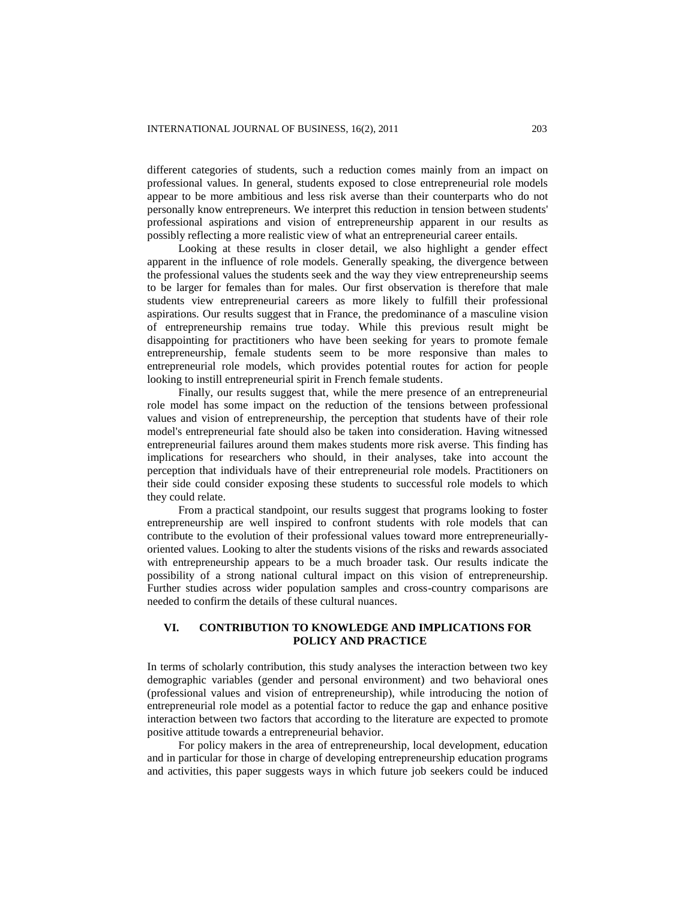different categories of students, such a reduction comes mainly from an impact on professional values. In general, students exposed to close entrepreneurial role models appear to be more ambitious and less risk averse than their counterparts who do not personally know entrepreneurs. We interpret this reduction in tension between students' professional aspirations and vision of entrepreneurship apparent in our results as possibly reflecting a more realistic view of what an entrepreneurial career entails.

Looking at these results in closer detail, we also highlight a gender effect apparent in the influence of role models. Generally speaking, the divergence between the professional values the students seek and the way they view entrepreneurship seems to be larger for females than for males. Our first observation is therefore that male students view entrepreneurial careers as more likely to fulfill their professional aspirations. Our results suggest that in France, the predominance of a masculine vision of entrepreneurship remains true today. While this previous result might be disappointing for practitioners who have been seeking for years to promote female entrepreneurship, female students seem to be more responsive than males to entrepreneurial role models, which provides potential routes for action for people looking to instill entrepreneurial spirit in French female students.

Finally, our results suggest that, while the mere presence of an entrepreneurial role model has some impact on the reduction of the tensions between professional values and vision of entrepreneurship, the perception that students have of their role model's entrepreneurial fate should also be taken into consideration. Having witnessed entrepreneurial failures around them makes students more risk averse. This finding has implications for researchers who should, in their analyses, take into account the perception that individuals have of their entrepreneurial role models. Practitioners on their side could consider exposing these students to successful role models to which they could relate.

From a practical standpoint, our results suggest that programs looking to foster entrepreneurship are well inspired to confront students with role models that can contribute to the evolution of their professional values toward more entrepreneurially-oriented values. Looking to alter the students visions of the risks and rewards associated with entrepreneurship appears to be a much broader task. Our results indicate the possibility of a strong national cultural impact on this vision of entrepreneurship. Further studies across wider population samples and cross-country comparisons are needed to confirm the details of these cultural nuances.

## VI. CONTRIBUTION TO KNOWLEDGE AND IMPLICATIONS FOR POLICY AND PRACTICE

In terms of scholarly contribution, this study analyses the interaction between two key demographic variables (gender and personal environment) and two behavioral ones (professional values and vision of entrepreneurship), while introducing the notion of entrepreneurial role model as a potential factor to reduce the gap and enhance positive interaction between two factors that according to the literature are expected to promote positive attitude towards a entrepreneurial behavior.

For policy makers in the area of entrepreneurship, local development, education and in particular for those in charge of developing entrepreneurship education programs and activities, this paper suggests ways in which future job seekers could be induced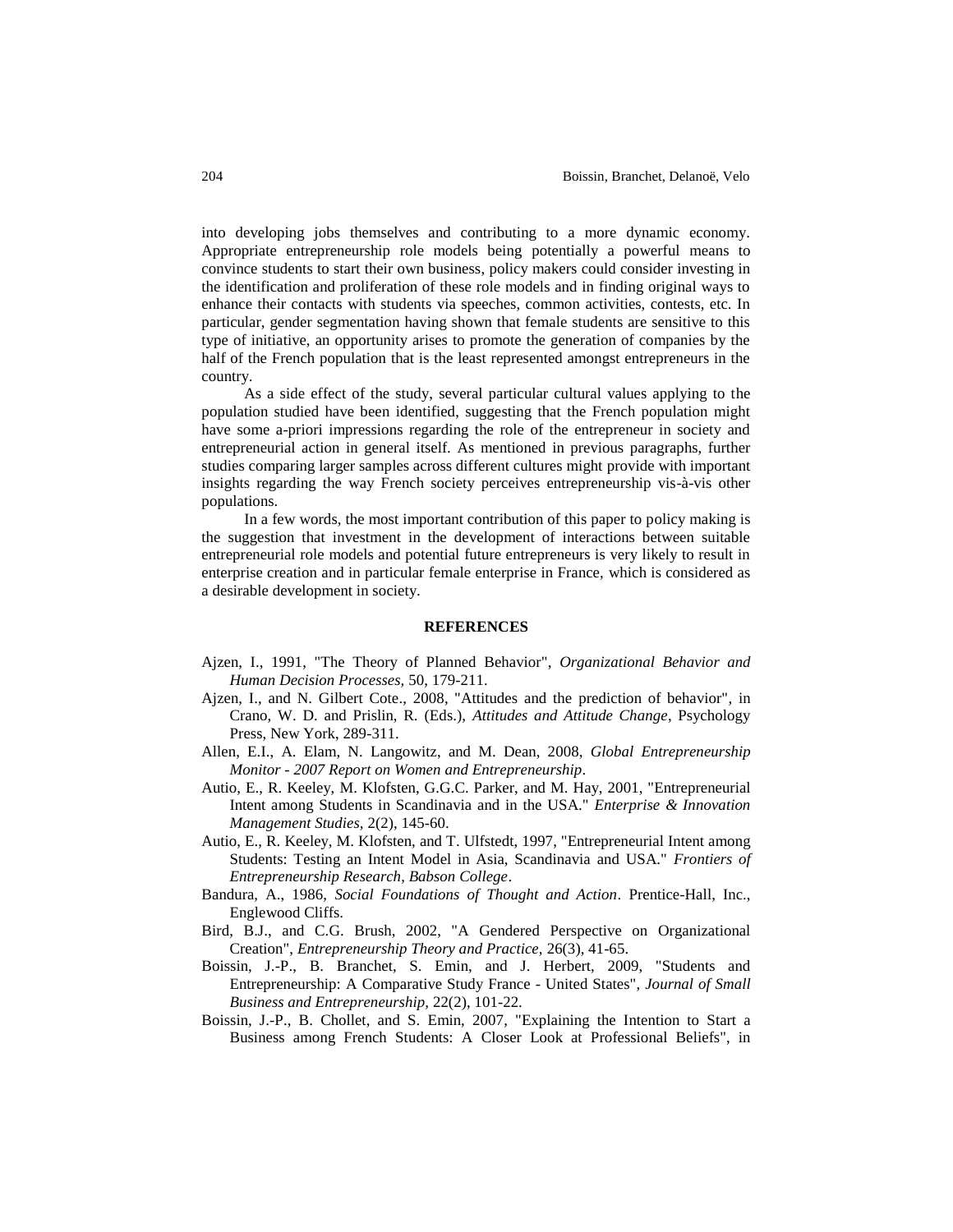into developing jobs themselves and contributing to a more dynamic economy. Appropriate entrepreneurship role models being potentially a powerful means to convince students to start their own business, policy makers could consider investing in the identification and proliferation of these role models and in finding original ways to enhance their contacts with students via speeches, common activities, contests, etc. In particular, gender segmentation having shown that female students are sensitive to this type of initiative, an opportunity arises to promote the generation of companies by the half of the French population that is the least represented amongst entrepreneurs in the country.

As a side effect of the study, several particular cultural values applying to the population studied have been identified, suggesting that the French population might have some a-priori impressions regarding the role of the entrepreneur in society and entrepreneurial action in general itself. As mentioned in previous paragraphs, further studies comparing larger samples across different cultures might provide with important insights regarding the way French society perceives entrepreneurship vis-à-vis other populations.

In a few words, the most important contribution of this paper to policy making is the suggestion that investment in the development of interactions between suitable entrepreneurial role models and potential future entrepreneurs is very likely to result in enterprise creation and in particular female enterprise in France, which is considered as a desirable development in society.

## REFERENCES

Ajzen, I., 1991, "The Theory of Planned Behavior", *Organizational Behavior and Human Decision Processes*, 50, 179-211.

Ajzen, I., and N. Gilbert Cote., 2008, "Attitudes and the prediction of behavior", in Crano, W. D. and Prislin, R. (Eds.), *Attitudes and Attitude Change*, Psychology Press, New York, 289-311.

Allen, E.I., A. Elam, N. Langowitz, and M. Dean, 2008, *Global Entrepreneurship Monitor - 2007 Report on Women and Entrepreneurship*.

Autio, E., R. Keeley, M. Klofsten, G.G.C. Parker, and M. Hay, 2001, "Entrepreneurial Intent among Students in Scandinavia and in the USA." *Enterprise & Innovation Management Studies*, 2(2), 145-60.

Autio, E., R. Keeley, M. Klofsten, and T. Ulfstedt, 1997, "Entrepreneurial Intent among Students: Testing an Intent Model in Asia, Scandinavia and USA." *Frontiers of Entrepreneurship Research, Babson College*.

Bandura, A., 1986, *Social Foundations of Thought and Action*. Prentice-Hall, Inc., Englewood Cliffs.

Bird, B.J., and C.G. Brush, 2002, "A Gendered Perspective on Organizational Creation", *Entrepreneurship Theory and Practice*, 26(3), 41-65.

Boissin, J.-P., B. Branchet, S. Emin, and J. Herbert, 2009, "Students and Entrepreneurship: A Comparative Study France - United States", *Journal of Small Business and Entrepreneurship*, 22(2), 101-22.

Boissin, J.-P., B. Chollet, and S. Emin, 2007, "Explaining the Intention to Start a Business among French Students: A Closer Look at Professional Beliefs", in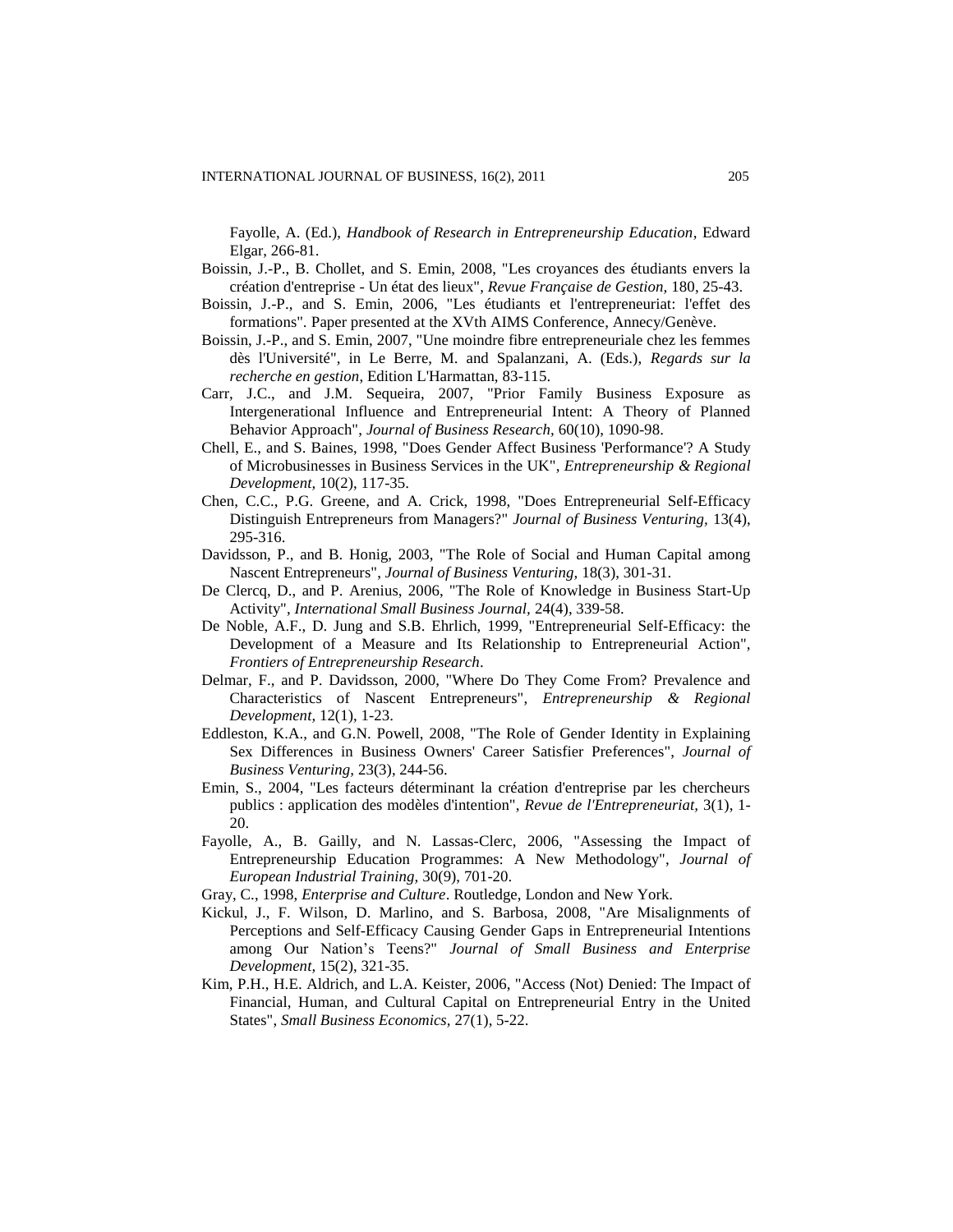Fayolle, A. (Ed.), *Handbook of Research in Entrepreneurship Education*, Edward Elgar, 266-81.

Boissin, J.-P., B. Chollet, and S. Emin, 2008, "Les croyances des étudiants envers la création d'entreprise - Un état des lieux", *Revue Française de Gestion,* 180, 25-43.

Boissin, J.-P., and S. Emin, 2006, "Les étudiants et l'entrepreneuriat: l'effet des formations". Paper presented at the XVth AIMS Conference, Annecy/Genève.

Boissin, J.-P., and S. Emin, 2007, "Une moindre fibre entrepreneuriale chez les femmes dès l'Université", in Le Berre, M. and Spalanzani, A. (Eds.), *Regards sur la recherche en gestion*, Edition L'Harmattan, 83-115.

Carr, J.C., and J.M. Sequeira, 2007, "Prior Family Business Exposure as Intergenerational Influence and Entrepreneurial Intent: A Theory of Planned Behavior Approach", *Journal of Business Research,* 60(10), 1090-98.

Chell, E., and S. Baines, 1998, "Does Gender Affect Business 'Performance'? A Study of Microbusinesses in Business Services in the UK", *Entrepreneurship & Regional Development,* 10(2), 117-35.

Chen, C.C., P.G. Greene, and A. Crick, 1998, "Does Entrepreneurial Self-Efficacy Distinguish Entrepreneurs from Managers?" *Journal of Business Venturing,* 13(4), 295-316.

Davidsson, P., and B. Honig, 2003, "The Role of Social and Human Capital among Nascent Entrepreneurs", *Journal of Business Venturing,* 18(3), 301-31.

De Clercq, D., and P. Arenius, 2006, "The Role of Knowledge in Business Start-Up Activity", *International Small Business Journal,* 24(4), 339-58.

De Noble, A.F., D. Jung and S.B. Ehrlich, 1999, "Entrepreneurial Self-Efficacy: the Development of a Measure and Its Relationship to Entrepreneurial Action", *Frontiers of Entrepreneurship Research*.

Delmar, F., and P. Davidsson, 2000, "Where Do They Come From? Prevalence and Characteristics of Nascent Entrepreneurs", *Entrepreneurship & Regional Development,* 12(1), 1-23.

Eddleston, K.A., and G.N. Powell, 2008, "The Role of Gender Identity in Explaining Sex Differences in Business Owners' Career Satisfier Preferences", *Journal of Business Venturing,* 23(3), 244-56.

Emin, S., 2004, "Les facteurs déterminant la création d'entreprise par les chercheurs publics : application des modèles d'intention", *Revue de l'Entrepreneuriat,* 3(1), 1-20.

Fayolle, A., B. Gailly, and N. Lassas-Clerc, 2006, "Assessing the Impact of Entrepreneurship Education Programmes: A New Methodology", *Journal of European Industrial Training,* 30(9), 701-20.

Gray, C., 1998, *Enterprise and Culture*. Routledge, London and New York.

Kickul, J., F. Wilson, D. Marlino, and S. Barbosa, 2008, "Are Misalignments of Perceptions and Self-Efficacy Causing Gender Gaps in Entrepreneurial Intentions among Our Nation's Teens?" *Journal of Small Business and Enterprise Development,* 15(2), 321-35.

Kim, P.H., H.E. Aldrich, and L.A. Keister, 2006, "Access (Not) Denied: The Impact of Financial, Human, and Cultural Capital on Entrepreneurial Entry in the United States", *Small Business Economics,* 27(1), 5-22.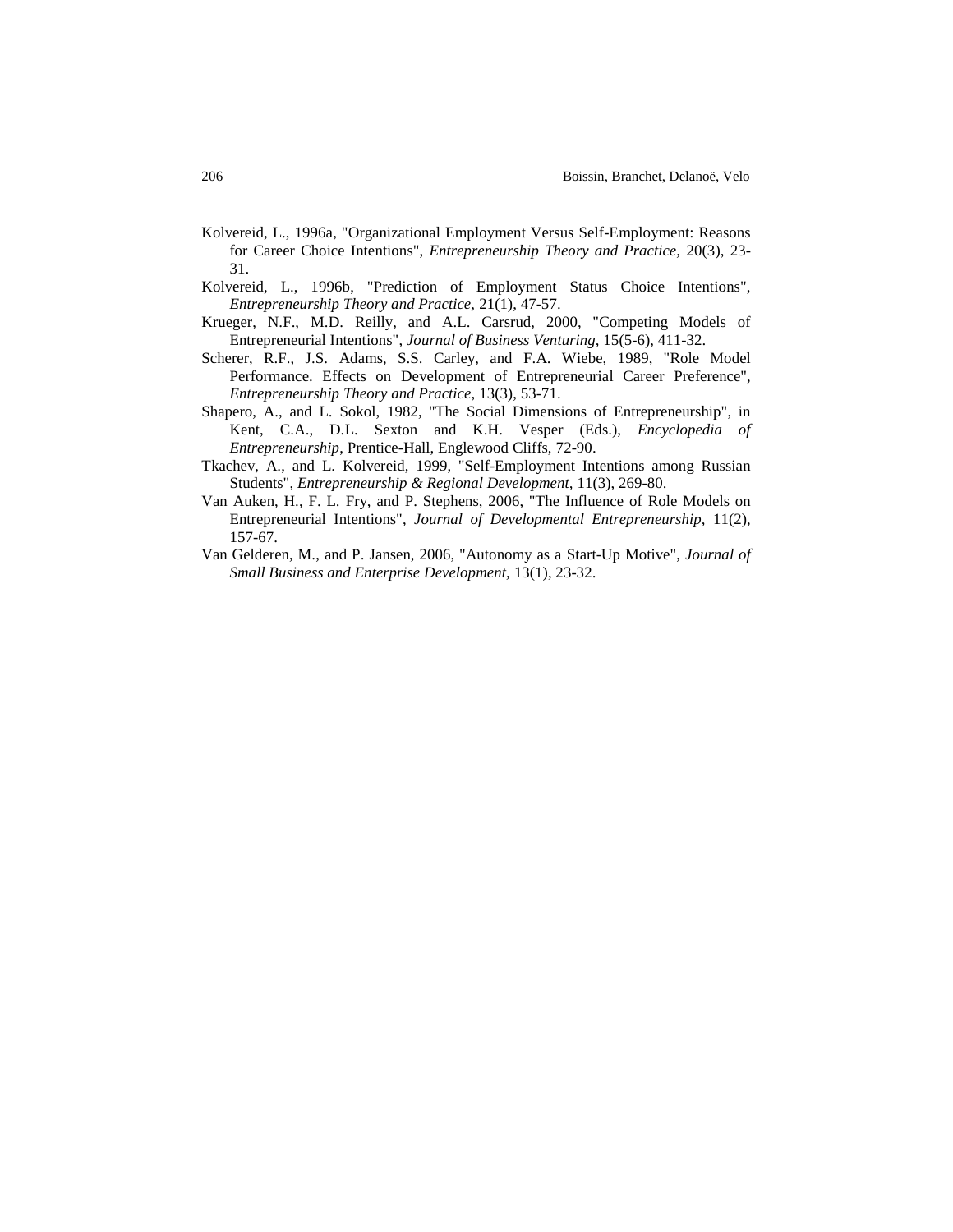Kolvereid, L., 1996a, "Organizational Employment Versus Self-Employment: Reasons for Career Choice Intentions", *Entrepreneurship Theory and Practice,* 20(3), 23-31.

Kolvereid, L., 1996b, "Prediction of Employment Status Choice Intentions", *Entrepreneurship Theory and Practice,* 21(1), 47-57.

Krueger, N.F., M.D. Reilly, and A.L. Carsrud, 2000, "Competing Models of Entrepreneurial Intentions", *Journal of Business Venturing,* 15(5-6), 411-32.

Scherer, R.F., J.S. Adams, S.S. Carley, and F.A. Wiebe, 1989, "Role Model Performance. Effects on Development of Entrepreneurial Career Preference", *Entrepreneurship Theory and Practice,* 13(3), 53-71.

Shapero, A., and L. Sokol, 1982, "The Social Dimensions of Entrepreneurship", in Kent, C.A., D.L. Sexton and K.H. Vesper (Eds.), *Encyclopedia of Entrepreneurship*, Prentice-Hall, Englewood Cliffs, 72-90.

Tkachev, A., and L. Kolvereid, 1999, "Self-Employment Intentions among Russian Students", *Entrepreneurship & Regional Development,* 11(3), 269-80.

Van Auken, H., F. L. Fry, and P. Stephens, 2006, "The Influence of Role Models on Entrepreneurial Intentions", *Journal of Developmental Entrepreneurship,* 11(2), 157-67.

Van Gelderen, M., and P. Jansen, 2006, "Autonomy as a Start-Up Motive", *Journal of Small Business and Enterprise Development,* 13(1), 23-32.